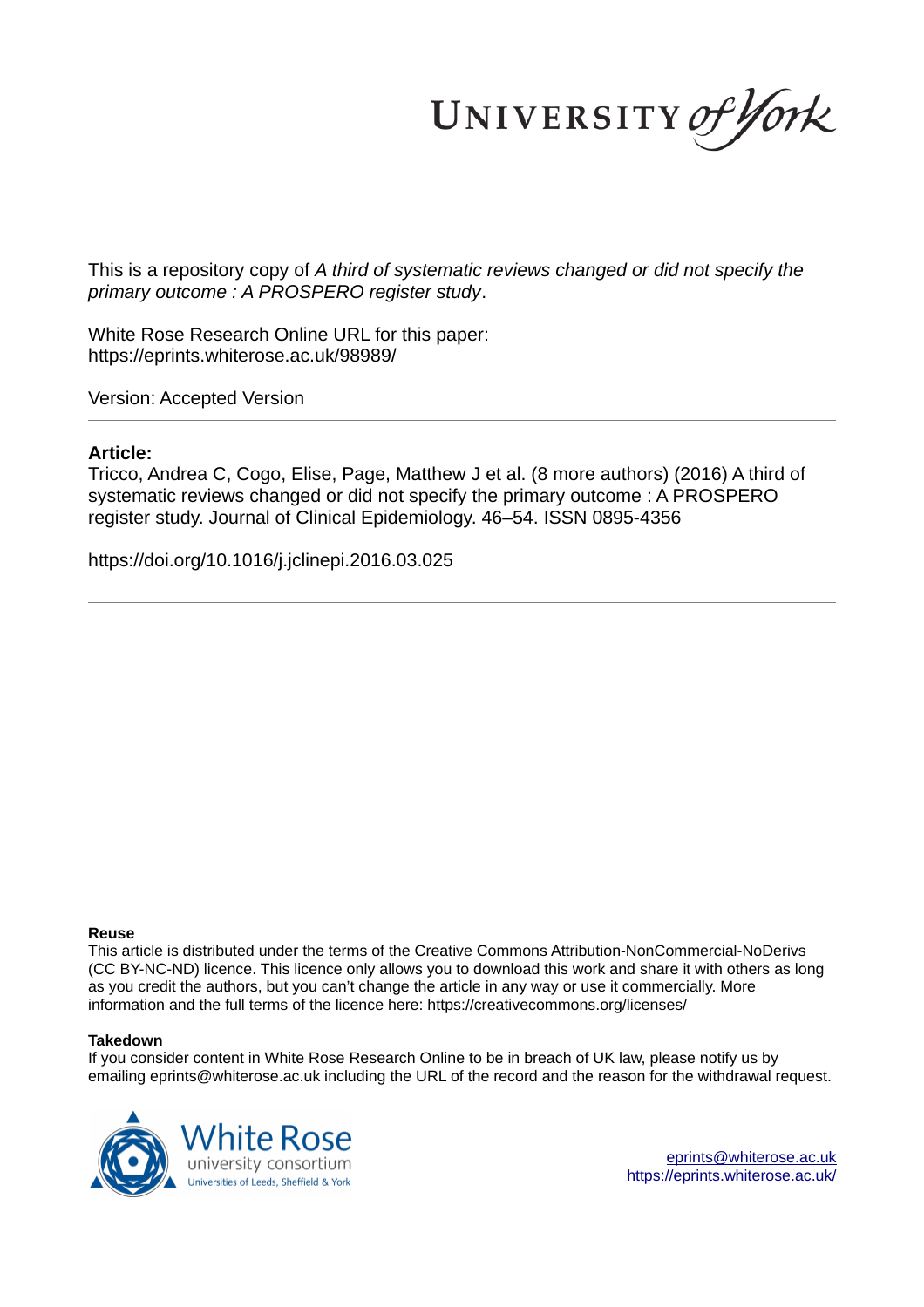This is a repository copy of *A third of systematic reviews changed or did not specify the primary outcome : A PROSPERO register study*.

White Rose Research Online URL for this paper:
https://eprints.whiterose.ac.uk/98989/

Version: Accepted Version

---

**Article:**

Tricco, Andrea C, Cogo, Elise, Page, Matthew J et al. (8 more authors) (2016) A third of systematic reviews changed or did not specify the primary outcome : A PROSPERO register study. Journal of Clinical Epidemiology. 46–54. ISSN 0895-4356

https://doi.org/10.1016/j.jclinepi.2016.03.025

---

**Reuse**

This article is distributed under the terms of the Creative Commons Attribution-NonCommercial-NoDerivs (CC BY-NC-ND) licence. This licence only allows you to download this work and share it with others as long as you credit the authors, but you can't change the article in any way or use it commercially. More information and the full terms of the licence here: https://creativecommons.org/licenses/

**Takedown**

If you consider content in White Rose Research Online to be in breach of UK law, please notify us by emailing eprints@whiterose.ac.uk including the URL of the record and the reason for the withdrawal request.

eprints@whiterose.ac.uk
https://eprints.whiterose.ac.uk/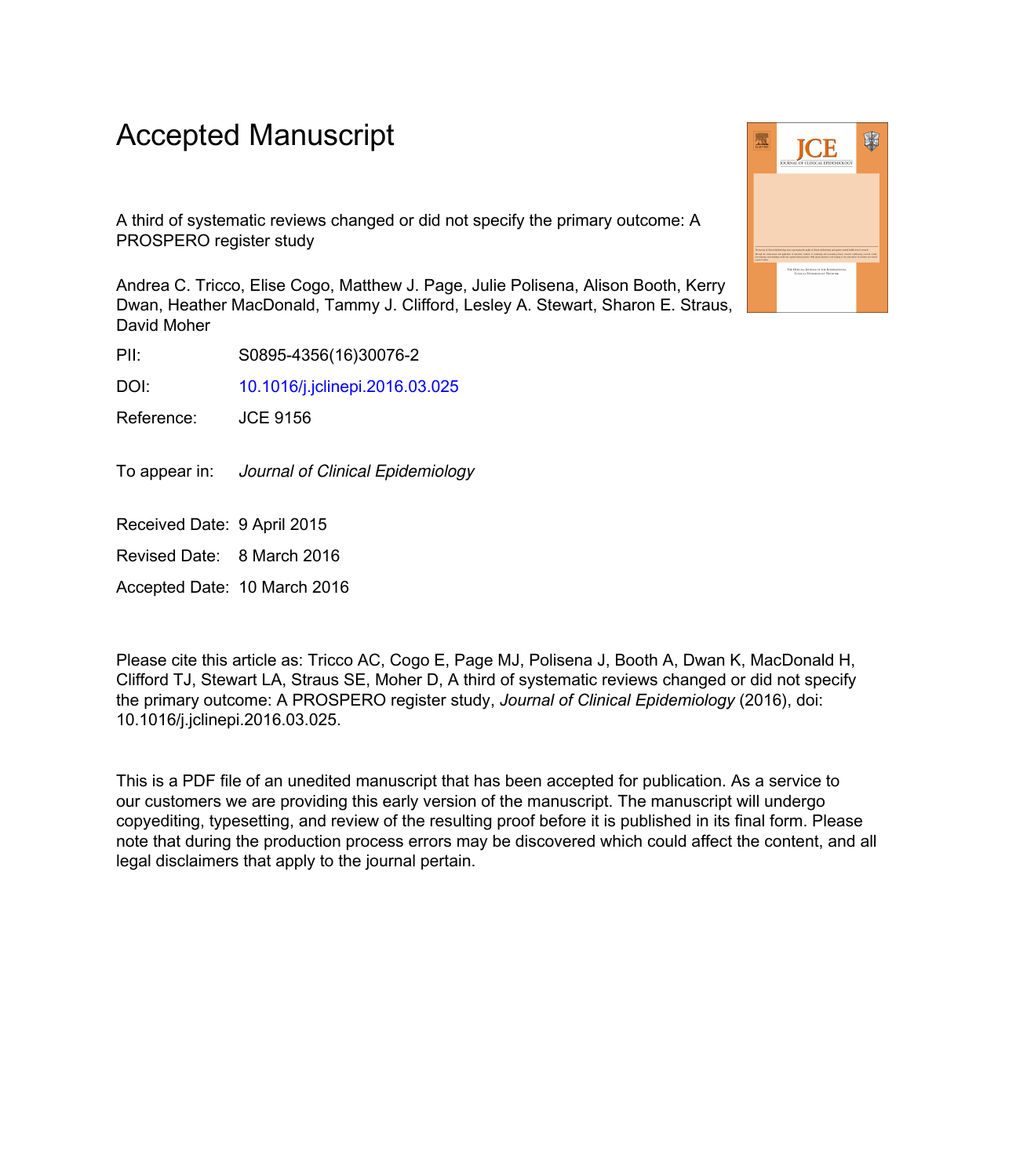# Accepted Manuscript

A third of systematic reviews changed or did not specify the primary outcome: A PROSPERO register study

Andrea C. Tricco, Elise Cogo, Matthew J. Page, Julie Polisena, Alison Booth, Kerry Dwan, Heather MacDonald, Tammy J. Clifford, Lesley A. Stewart, Sharon E. Straus, David Moher

PII: S0895-4356(16)30076-2

DOI: 10.1016/j.jclinepi.2016.03.025

Reference: JCE 9156

To appear in: *Journal of Clinical Epidemiology*

Received Date: 9 April 2015

Revised Date: 8 March 2016

Accepted Date: 10 March 2016

Please cite this article as: Tricco AC, Cogo E, Page MJ, Polisena J, Booth A, Dwan K, MacDonald H, Clifford TJ, Stewart LA, Straus SE, Moher D, A third of systematic reviews changed or did not specify the primary outcome: A PROSPERO register study, *Journal of Clinical Epidemiology* (2016), doi: 10.1016/j.jclinepi.2016.03.025.

This is a PDF file of an unedited manuscript that has been accepted for publication. As a service to our customers we are providing this early version of the manuscript. The manuscript will undergo copyediting, typesetting, and review of the resulting proof before it is published in its final form. Please note that during the production process errors may be discovered which could affect the content, and all legal disclaimers that apply to the journal pertain.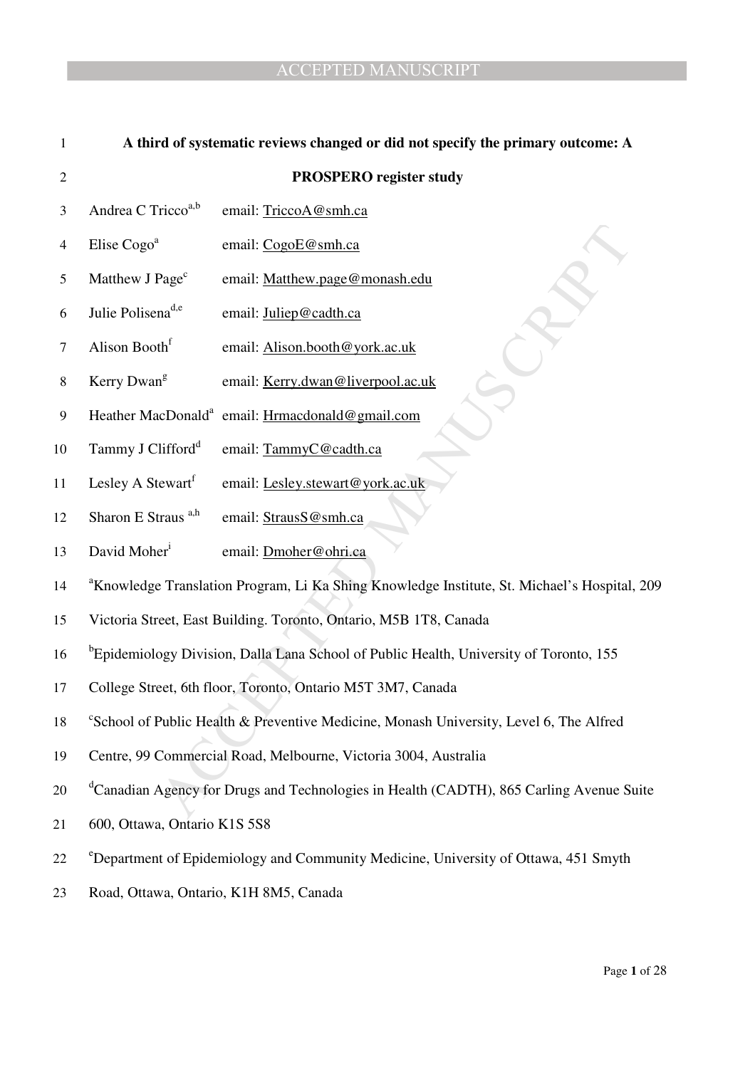**A third of systematic reviews changed or did not specify the primary outcome: A PROSPERO register study**

Andrea C Tricco[a,b] email: TriccoA@smh.ca

Elise Cogo[a] email: CogoE@smh.ca

Matthew J Page[c] email: Matthew.page@monash.edu

Julie Polisena[d,e] email: Juliep@cadth.ca

Alison Booth[f] email: Alison.booth@york.ac.uk

Kerry Dwan[g] email: Kerry.dwan@liverpool.ac.uk

Heather MacDonald[a] email: Hrmacdonald@gmail.com

Tammy J Clifford[d] email: TammyC@cadth.ca

Lesley A Stewart[f] email: Lesley.stewart@york.ac.uk

Sharon E Straus [a,h] email: StrausS@smh.ca

David Moher[i] email: Dmoher@ohri.ca

[a]Knowledge Translation Program, Li Ka Shing Knowledge Institute, St. Michael's Hospital, 209 Victoria Street, East Building. Toronto, Ontario, M5B 1T8, Canada

[b]Epidemiology Division, Dalla Lana School of Public Health, University of Toronto, 155 College Street, 6th floor, Toronto, Ontario M5T 3M7, Canada

[c]School of Public Health & Preventive Medicine, Monash University, Level 6, The Alfred Centre, 99 Commercial Road, Melbourne, Victoria 3004, Australia

[d]Canadian Agency for Drugs and Technologies in Health (CADTH), 865 Carling Avenue Suite 600, Ottawa, Ontario K1S 5S8

[e]Department of Epidemiology and Community Medicine, University of Ottawa, 451 Smyth Road, Ottawa, Ontario, K1H 8M5, Canada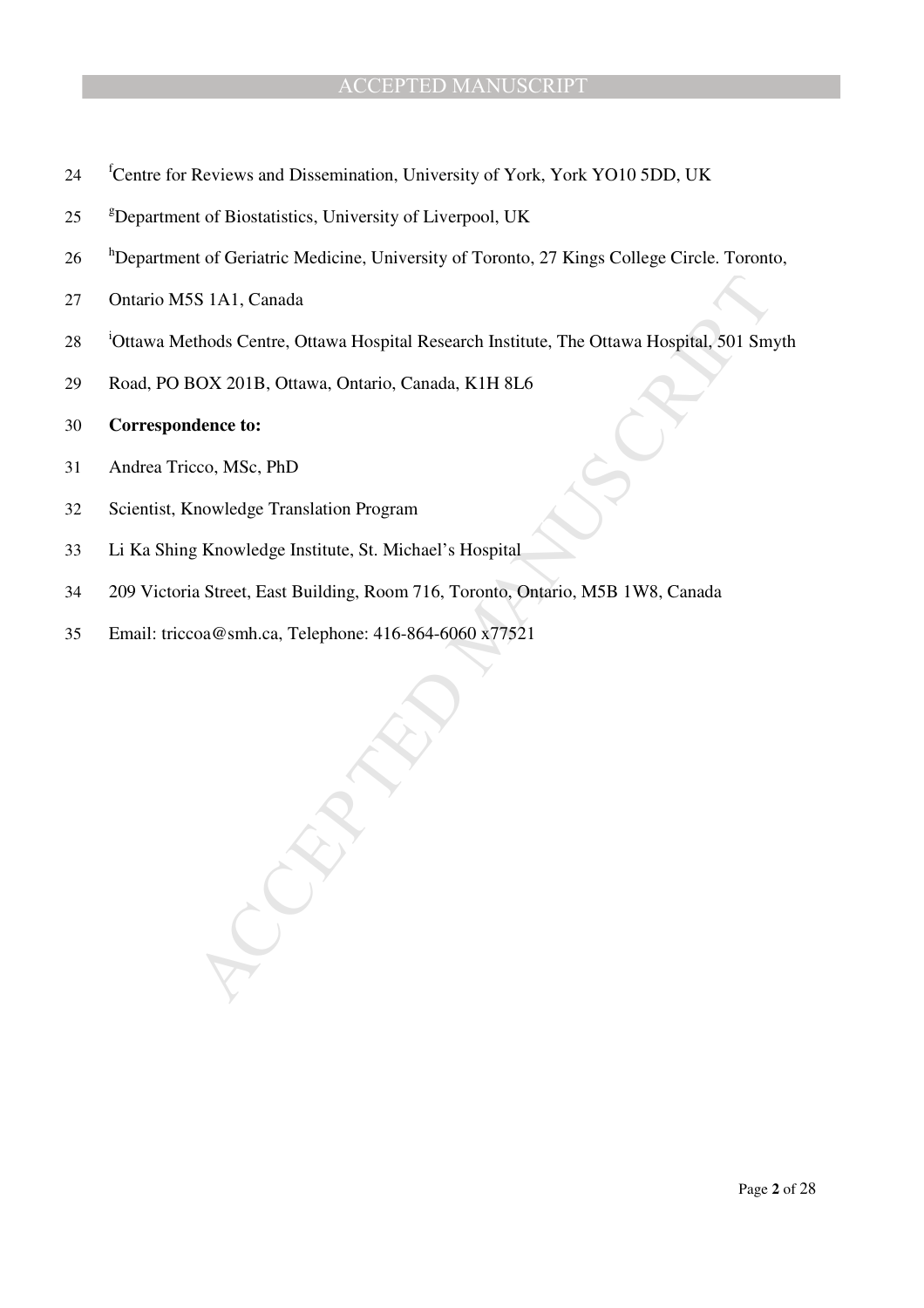[f]Centre for Reviews and Dissemination, University of York, York YO10 5DD, UK

[g]Department of Biostatistics, University of Liverpool, UK

[h]Department of Geriatric Medicine, University of Toronto, 27 Kings College Circle. Toronto, Ontario M5S 1A1, Canada

[i]Ottawa Methods Centre, Ottawa Hospital Research Institute, The Ottawa Hospital, 501 Smyth Road, PO BOX 201B, Ottawa, Ontario, Canada, K1H 8L6

**Correspondence to:**

Andrea Tricco, MSc, PhD

Scientist, Knowledge Translation Program

Li Ka Shing Knowledge Institute, St. Michael's Hospital

209 Victoria Street, East Building, Room 716, Toronto, Ontario, M5B 1W8, Canada

Email: triccoa@smh.ca, Telephone: 416-864-6060 x77521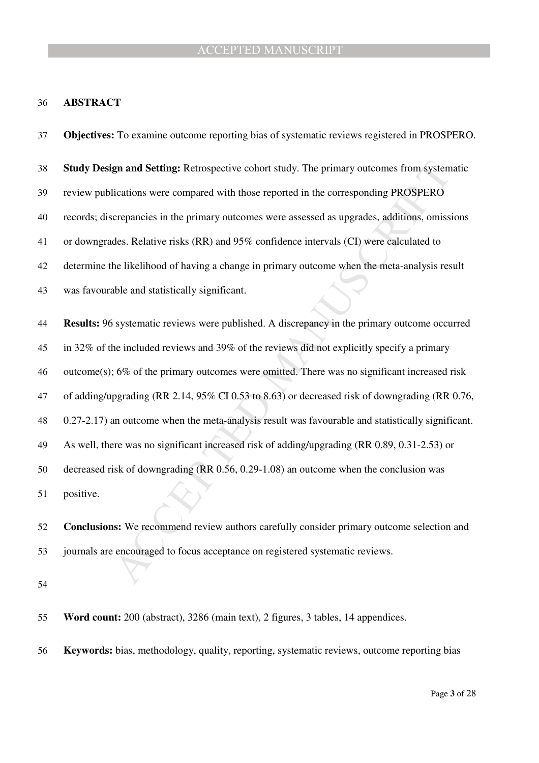# ABSTRACT

**Objectives:** To examine outcome reporting bias of systematic reviews registered in PROSPERO.

**Study Design and Setting:** Retrospective cohort study. The primary outcomes from systematic review publications were compared with those reported in the corresponding PROSPERO records; discrepancies in the primary outcomes were assessed as upgrades, additions, omissions or downgrades. Relative risks (RR) and 95% confidence intervals (CI) were calculated to determine the likelihood of having a change in primary outcome when the meta-analysis result was favourable and statistically significant.

**Results:** 96 systematic reviews were published. A discrepancy in the primary outcome occurred in 32% of the included reviews and 39% of the reviews did not explicitly specify a primary outcome(s); 6% of the primary outcomes were omitted. There was no significant increased risk of adding/upgrading (RR 2.14, 95% CI 0.53 to 8.63) or decreased risk of downgrading (RR 0.76, 0.27-2.17) an outcome when the meta-analysis result was favourable and statistically significant. As well, there was no significant increased risk of adding/upgrading (RR 0.89, 0.31-2.53) or decreased risk of downgrading (RR 0.56, 0.29-1.08) an outcome when the conclusion was positive.

**Conclusions:** We recommend review authors carefully consider primary outcome selection and journals are encouraged to focus acceptance on registered systematic reviews.

**Word count:** 200 (abstract), 3286 (main text), 2 figures, 3 tables, 14 appendices.

**Keywords:** bias, methodology, quality, reporting, systematic reviews, outcome reporting bias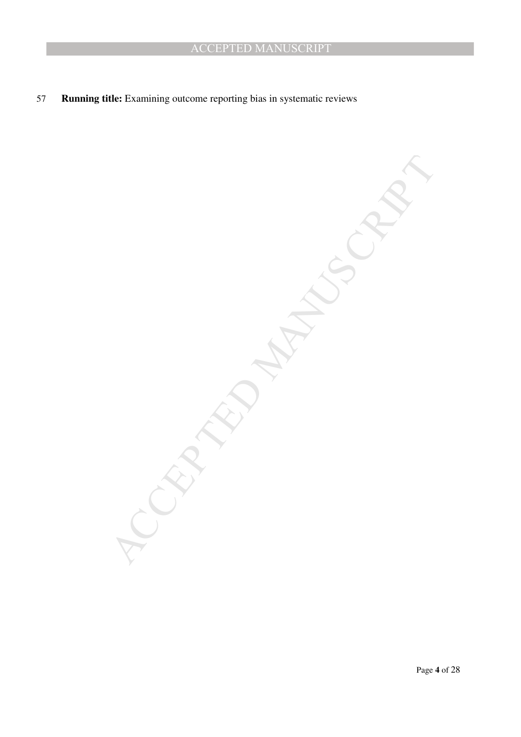**Running title:** Examining outcome reporting bias in systematic reviews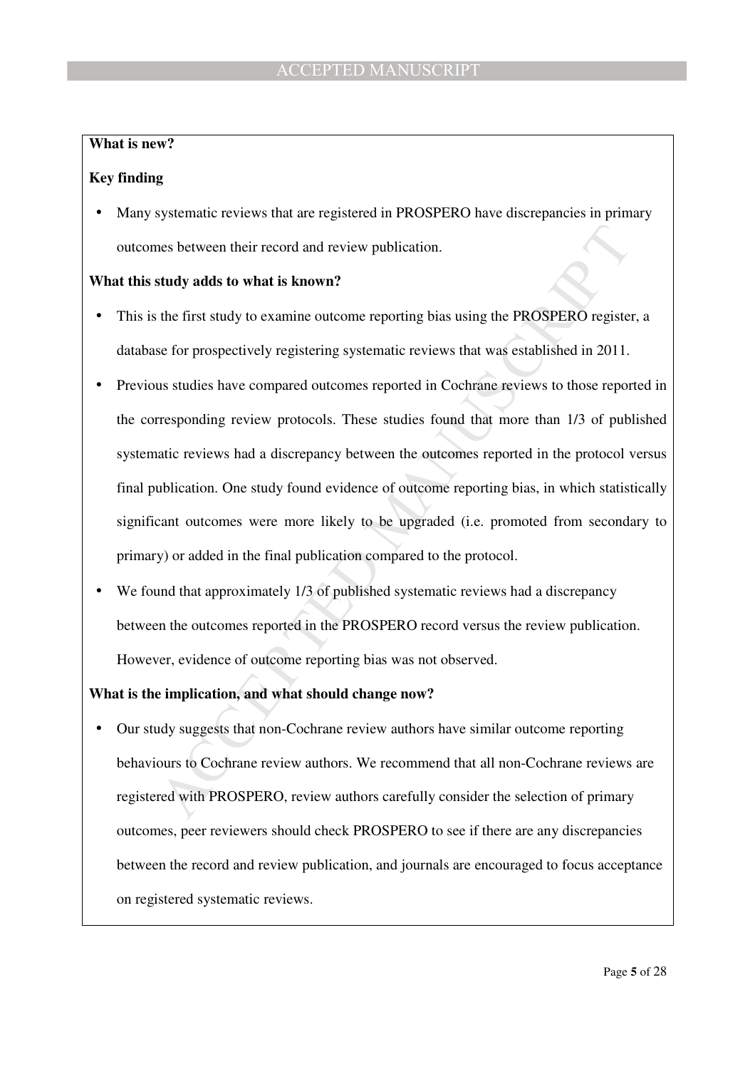**What is new?**

**Key finding**

- Many systematic reviews that are registered in PROSPERO have discrepancies in primary outcomes between their record and review publication.

**What this study adds to what is known?**

- This is the first study to examine outcome reporting bias using the PROSPERO register, a database for prospectively registering systematic reviews that was established in 2011.
- Previous studies have compared outcomes reported in Cochrane reviews to those reported in the corresponding review protocols. These studies found that more than 1/3 of published systematic reviews had a discrepancy between the outcomes reported in the protocol versus final publication. One study found evidence of outcome reporting bias, in which statistically significant outcomes were more likely to be upgraded (i.e. promoted from secondary to primary) or added in the final publication compared to the protocol.
- We found that approximately 1/3 of published systematic reviews had a discrepancy between the outcomes reported in the PROSPERO record versus the review publication. However, evidence of outcome reporting bias was not observed.

**What is the implication, and what should change now?**

- Our study suggests that non-Cochrane review authors have similar outcome reporting behaviours to Cochrane review authors. We recommend that all non-Cochrane reviews are registered with PROSPERO, review authors carefully consider the selection of primary outcomes, peer reviewers should check PROSPERO to see if there are any discrepancies between the record and review publication, and journals are encouraged to focus acceptance on registered systematic reviews.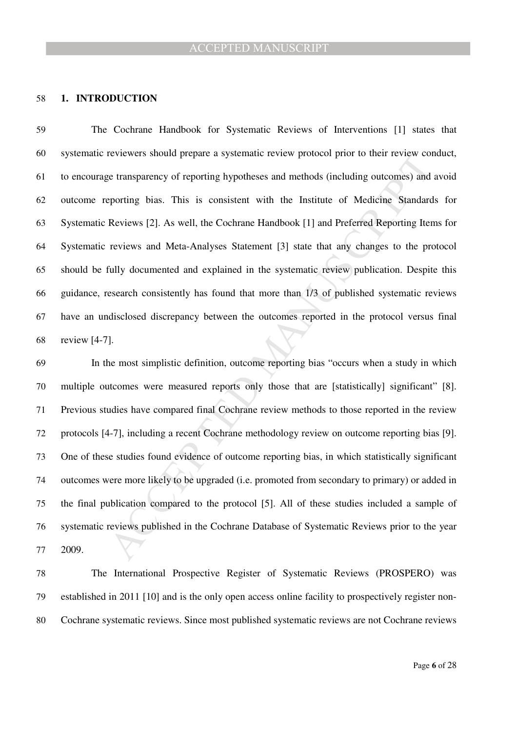## 1. INTRODUCTION

The Cochrane Handbook for Systematic Reviews of Interventions [1] states that systematic reviewers should prepare a systematic review protocol prior to their review conduct, to encourage transparency of reporting hypotheses and methods (including outcomes) and avoid outcome reporting bias. This is consistent with the Institute of Medicine Standards for Systematic Reviews [2]. As well, the Cochrane Handbook [1] and Preferred Reporting Items for Systematic reviews and Meta-Analyses Statement [3] state that any changes to the protocol should be fully documented and explained in the systematic review publication. Despite this guidance, research consistently has found that more than 1/3 of published systematic reviews have an undisclosed discrepancy between the outcomes reported in the protocol versus final review [4-7].

In the most simplistic definition, outcome reporting bias "occurs when a study in which multiple outcomes were measured reports only those that are [statistically] significant" [8]. Previous studies have compared final Cochrane review methods to those reported in the review protocols [4-7], including a recent Cochrane methodology review on outcome reporting bias [9]. One of these studies found evidence of outcome reporting bias, in which statistically significant outcomes were more likely to be upgraded (i.e. promoted from secondary to primary) or added in the final publication compared to the protocol [5]. All of these studies included a sample of systematic reviews published in the Cochrane Database of Systematic Reviews prior to the year 2009.

The International Prospective Register of Systematic Reviews (PROSPERO) was established in 2011 [10] and is the only open access online facility to prospectively register non-Cochrane systematic reviews. Since most published systematic reviews are not Cochrane reviews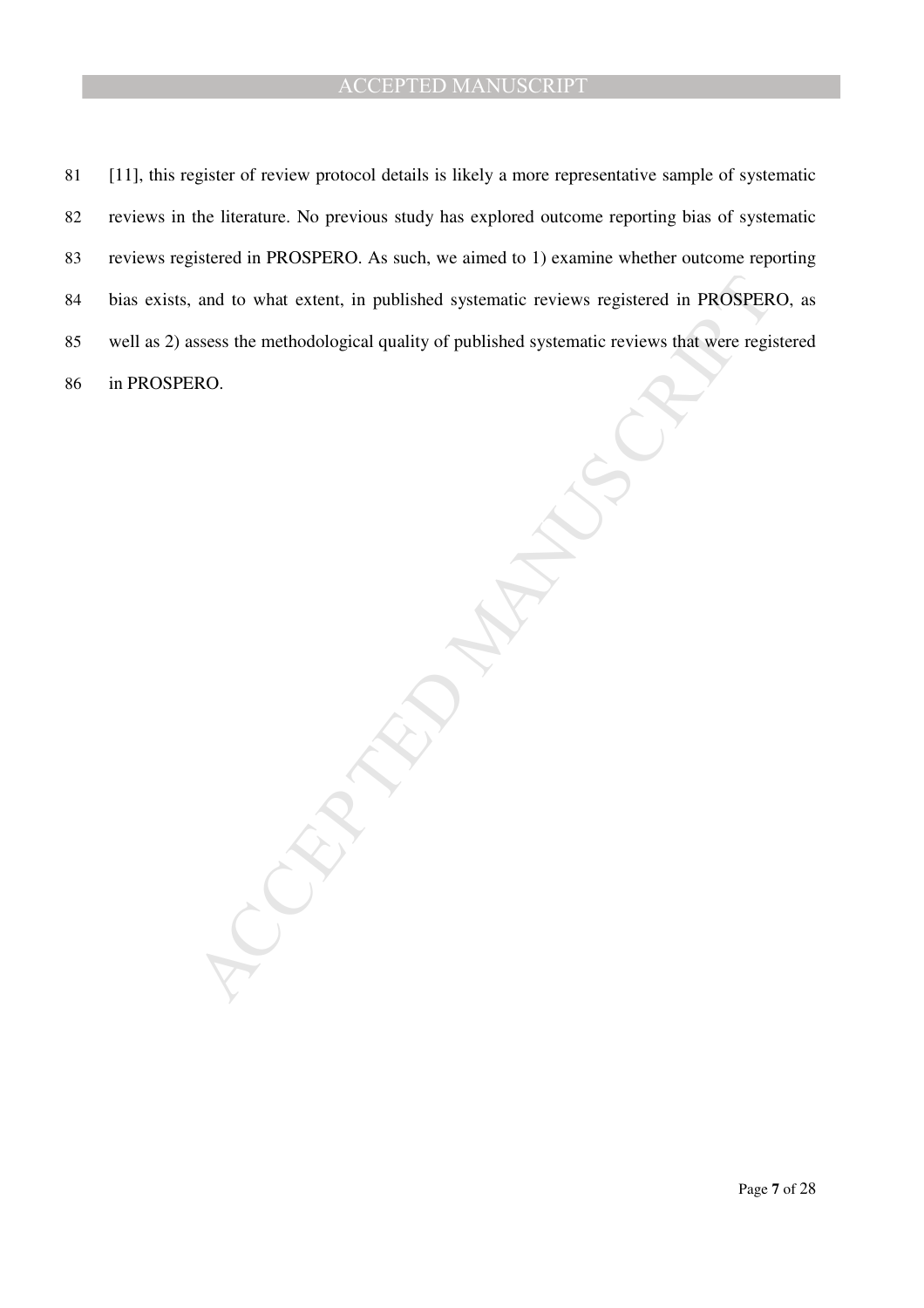[11], this register of review protocol details is likely a more representative sample of systematic reviews in the literature. No previous study has explored outcome reporting bias of systematic reviews registered in PROSPERO. As such, we aimed to 1) examine whether outcome reporting bias exists, and to what extent, in published systematic reviews registered in PROSPERO, as well as 2) assess the methodological quality of published systematic reviews that were registered in PROSPERO.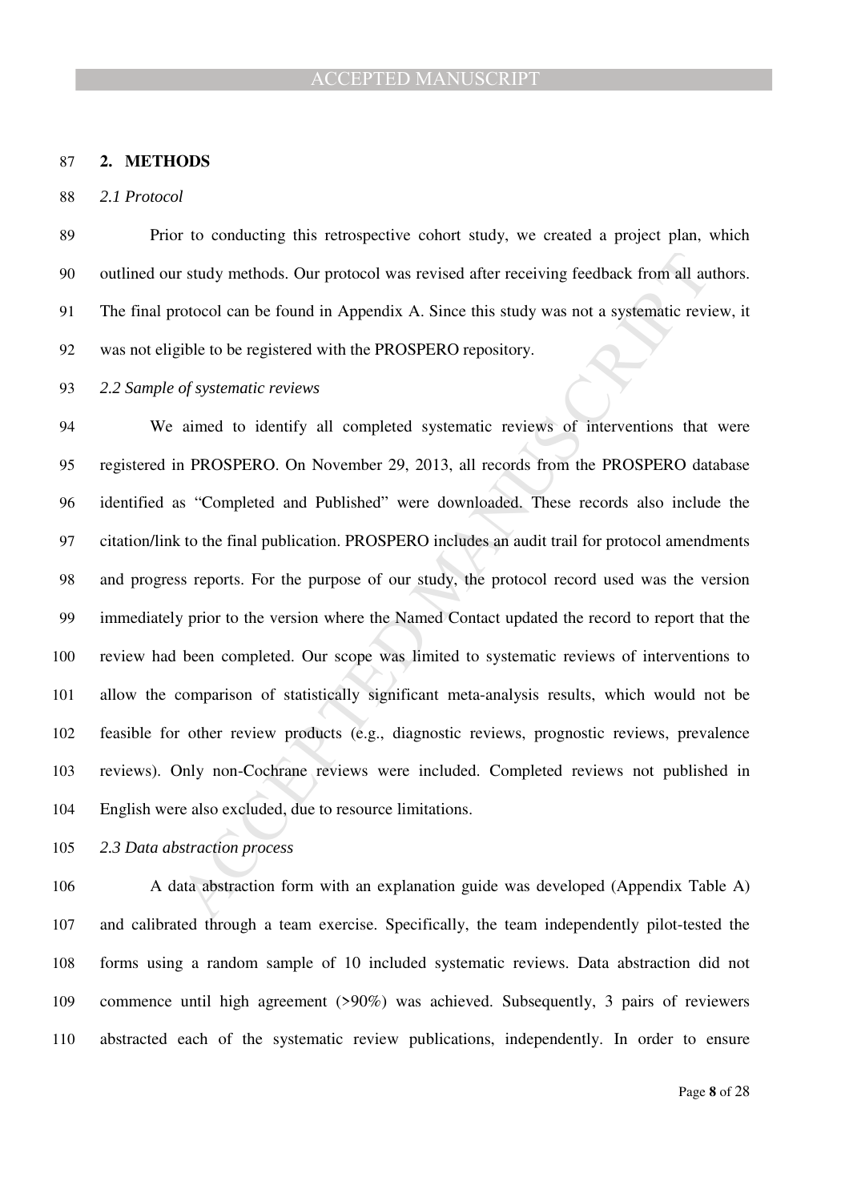## 2. METHODS

### *2.1 Protocol*

Prior to conducting this retrospective cohort study, we created a project plan, which outlined our study methods. Our protocol was revised after receiving feedback from all authors. The final protocol can be found in Appendix A. Since this study was not a systematic review, it was not eligible to be registered with the PROSPERO repository.

### *2.2 Sample of systematic reviews*

We aimed to identify all completed systematic reviews of interventions that were registered in PROSPERO. On November 29, 2013, all records from the PROSPERO database identified as "Completed and Published" were downloaded. These records also include the citation/link to the final publication. PROSPERO includes an audit trail for protocol amendments and progress reports. For the purpose of our study, the protocol record used was the version immediately prior to the version where the Named Contact updated the record to report that the review had been completed. Our scope was limited to systematic reviews of interventions to allow the comparison of statistically significant meta-analysis results, which would not be feasible for other review products (e.g., diagnostic reviews, prognostic reviews, prevalence reviews). Only non-Cochrane reviews were included. Completed reviews not published in English were also excluded, due to resource limitations.

### *2.3 Data abstraction process*

A data abstraction form with an explanation guide was developed (Appendix Table A) and calibrated through a team exercise. Specifically, the team independently pilot-tested the forms using a random sample of 10 included systematic reviews. Data abstraction did not commence until high agreement (>90%) was achieved. Subsequently, 3 pairs of reviewers abstracted each of the systematic review publications, independently. In order to ensure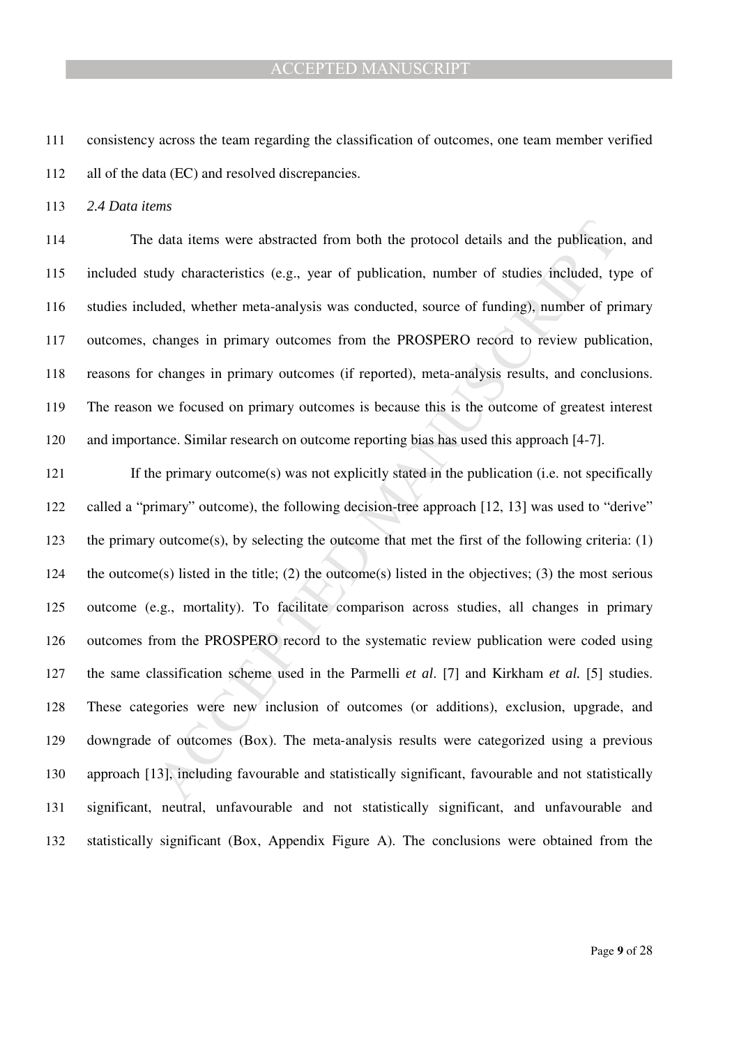consistency across the team regarding the classification of outcomes, one team member verified all of the data (EC) and resolved discrepancies.

### *2.4 Data items*

The data items were abstracted from both the protocol details and the publication, and included study characteristics (e.g., year of publication, number of studies included, type of studies included, whether meta-analysis was conducted, source of funding), number of primary outcomes, changes in primary outcomes from the PROSPERO record to review publication, reasons for changes in primary outcomes (if reported), meta-analysis results, and conclusions. The reason we focused on primary outcomes is because this is the outcome of greatest interest and importance. Similar research on outcome reporting bias has used this approach [4-7].

If the primary outcome(s) was not explicitly stated in the publication (i.e. not specifically called a "primary" outcome), the following decision-tree approach [12, 13] was used to "derive" the primary outcome(s), by selecting the outcome that met the first of the following criteria: (1) the outcome(s) listed in the title; (2) the outcome(s) listed in the objectives; (3) the most serious outcome (e.g., mortality). To facilitate comparison across studies, all changes in primary outcomes from the PROSPERO record to the systematic review publication were coded using the same classification scheme used in the Parmelli *et al*. [7] and Kirkham *et al.* [5] studies. These categories were new inclusion of outcomes (or additions), exclusion, upgrade, and downgrade of outcomes (Box). The meta-analysis results were categorized using a previous approach [13], including favourable and statistically significant, favourable and not statistically significant, neutral, unfavourable and not statistically significant, and unfavourable and statistically significant (Box, Appendix Figure A). The conclusions were obtained from the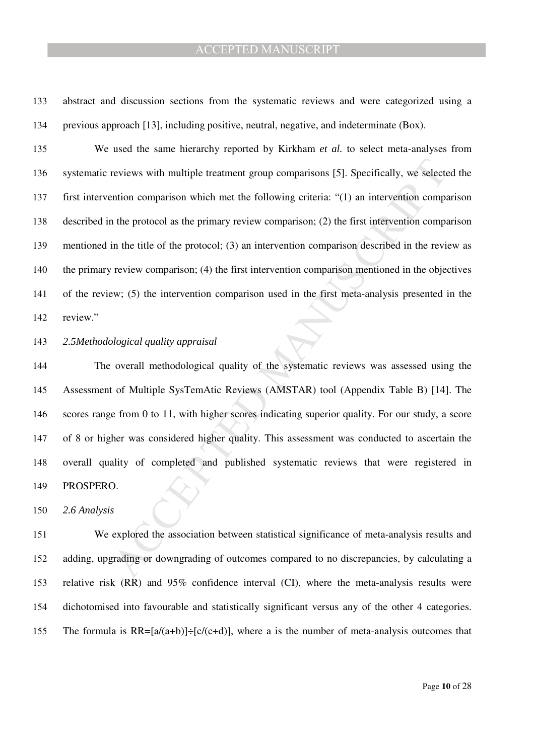abstract and discussion sections from the systematic reviews and were categorized using a previous approach [13], including positive, neutral, negative, and indeterminate (Box).

We used the same hierarchy reported by Kirkham *et al.* to select meta-analyses from systematic reviews with multiple treatment group comparisons [5]. Specifically, we selected the first intervention comparison which met the following criteria: "(1) an intervention comparison described in the protocol as the primary review comparison; (2) the first intervention comparison mentioned in the title of the protocol; (3) an intervention comparison described in the review as the primary review comparison; (4) the first intervention comparison mentioned in the objectives of the review; (5) the intervention comparison used in the first meta-analysis presented in the review."

*2.5Methodological quality appraisal*

The overall methodological quality of the systematic reviews was assessed using the Assessment of Multiple SysTemAtic Reviews (AMSTAR) tool (Appendix Table B) [14]. The scores range from 0 to 11, with higher scores indicating superior quality. For our study, a score of 8 or higher was considered higher quality. This assessment was conducted to ascertain the overall quality of completed and published systematic reviews that were registered in PROSPERO.

*2.6 Analysis*

We explored the association between statistical significance of meta-analysis results and adding, upgrading or downgrading of outcomes compared to no discrepancies, by calculating a relative risk (RR) and 95% confidence interval (CI), where the meta-analysis results were dichotomised into favourable and statistically significant versus any of the other 4 categories. The formula is $RR=[a/(a+b)]\div[c/(c+d)]$, where a is the number of meta-analysis outcomes that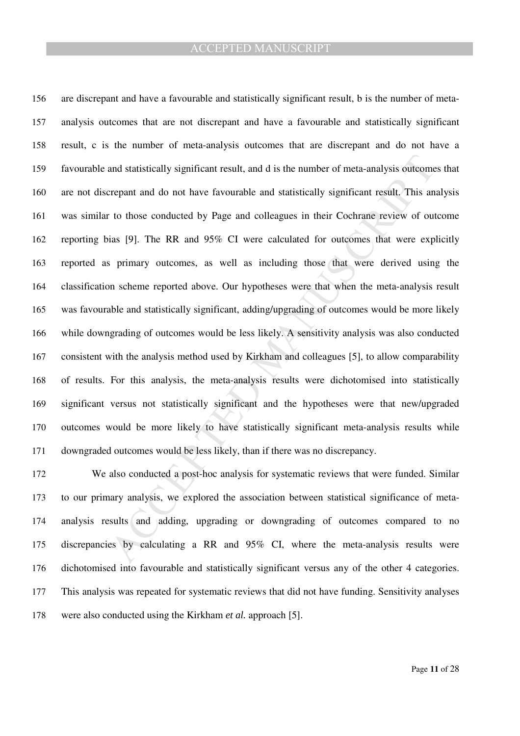are discrepant and have a favourable and statistically significant result, b is the number of meta-analysis outcomes that are not discrepant and have a favourable and statistically significant result, c is the number of meta-analysis outcomes that are discrepant and do not have a favourable and statistically significant result, and d is the number of meta-analysis outcomes that are not discrepant and do not have favourable and statistically significant result. This analysis was similar to those conducted by Page and colleagues in their Cochrane review of outcome reporting bias [9]. The RR and 95% CI were calculated for outcomes that were explicitly reported as primary outcomes, as well as including those that were derived using the classification scheme reported above. Our hypotheses were that when the meta-analysis result was favourable and statistically significant, adding/upgrading of outcomes would be more likely while downgrading of outcomes would be less likely. A sensitivity analysis was also conducted consistent with the analysis method used by Kirkham and colleagues [5], to allow comparability of results. For this analysis, the meta-analysis results were dichotomised into statistically significant versus not statistically significant and the hypotheses were that new/upgraded outcomes would be more likely to have statistically significant meta-analysis results while downgraded outcomes would be less likely, than if there was no discrepancy.

We also conducted a post-hoc analysis for systematic reviews that were funded. Similar to our primary analysis, we explored the association between statistical significance of meta-analysis results and adding, upgrading or downgrading of outcomes compared to no discrepancies by calculating a RR and 95% CI, where the meta-analysis results were dichotomised into favourable and statistically significant versus any of the other 4 categories. This analysis was repeated for systematic reviews that did not have funding. Sensitivity analyses were also conducted using the Kirkham *et al.* approach [5].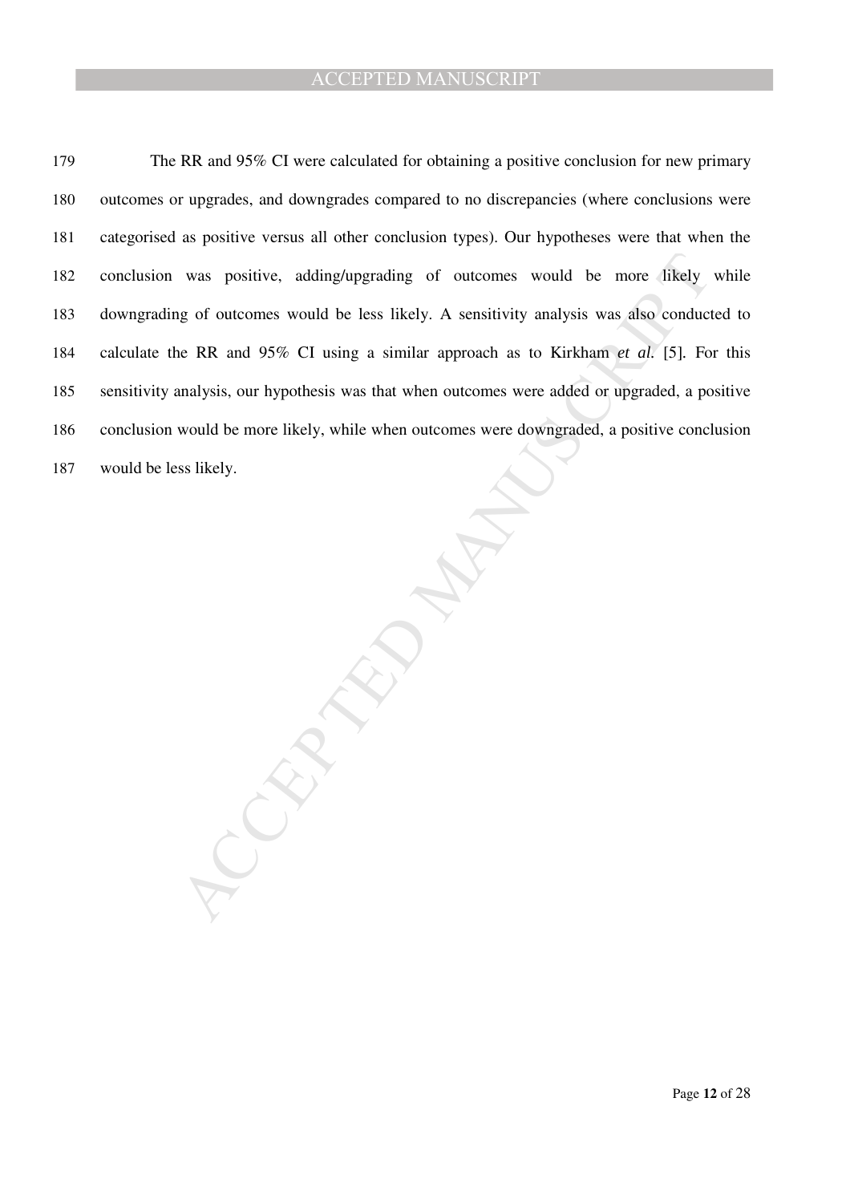The RR and 95% CI were calculated for obtaining a positive conclusion for new primary outcomes or upgrades, and downgrades compared to no discrepancies (where conclusions were categorised as positive versus all other conclusion types). Our hypotheses were that when the conclusion was positive, adding/upgrading of outcomes would be more likely while downgrading of outcomes would be less likely. A sensitivity analysis was also conducted to calculate the RR and 95% CI using a similar approach as to Kirkham *et al.* [5]. For this sensitivity analysis, our hypothesis was that when outcomes were added or upgraded, a positive conclusion would be more likely, while when outcomes were downgraded, a positive conclusion would be less likely.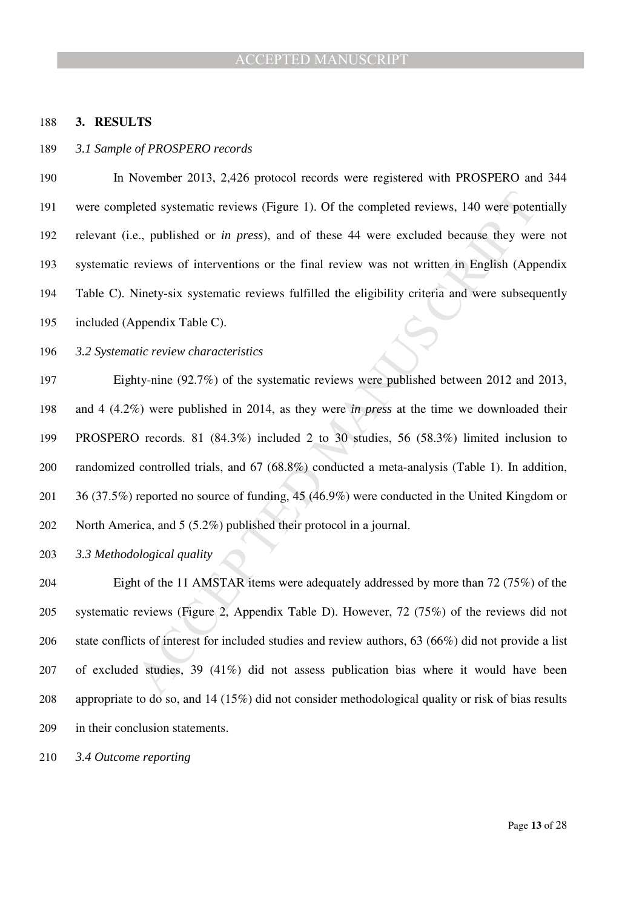## 3. RESULTS

*3.1 Sample of PROSPERO records*

In November 2013, 2,426 protocol records were registered with PROSPERO and 344 were completed systematic reviews (Figure 1). Of the completed reviews, 140 were potentially relevant (i.e., published or *in press*), and of these 44 were excluded because they were not systematic reviews of interventions or the final review was not written in English (Appendix Table C). Ninety-six systematic reviews fulfilled the eligibility criteria and were subsequently included (Appendix Table C).

*3.2 Systematic review characteristics*

Eighty-nine (92.7%) of the systematic reviews were published between 2012 and 2013, and 4 (4.2%) were published in 2014, as they were *in press* at the time we downloaded their PROSPERO records. 81 (84.3%) included 2 to 30 studies, 56 (58.3%) limited inclusion to randomized controlled trials, and 67 (68.8%) conducted a meta-analysis (Table 1). In addition, 36 (37.5%) reported no source of funding, 45 (46.9%) were conducted in the United Kingdom or North America, and 5 (5.2%) published their protocol in a journal.

*3.3 Methodological quality*

Eight of the 11 AMSTAR items were adequately addressed by more than 72 (75%) of the systematic reviews (Figure 2, Appendix Table D). However, 72 (75%) of the reviews did not state conflicts of interest for included studies and review authors, 63 (66%) did not provide a list of excluded studies, 39 (41%) did not assess publication bias where it would have been appropriate to do so, and 14 (15%) did not consider methodological quality or risk of bias results in their conclusion statements.

*3.4 Outcome reporting*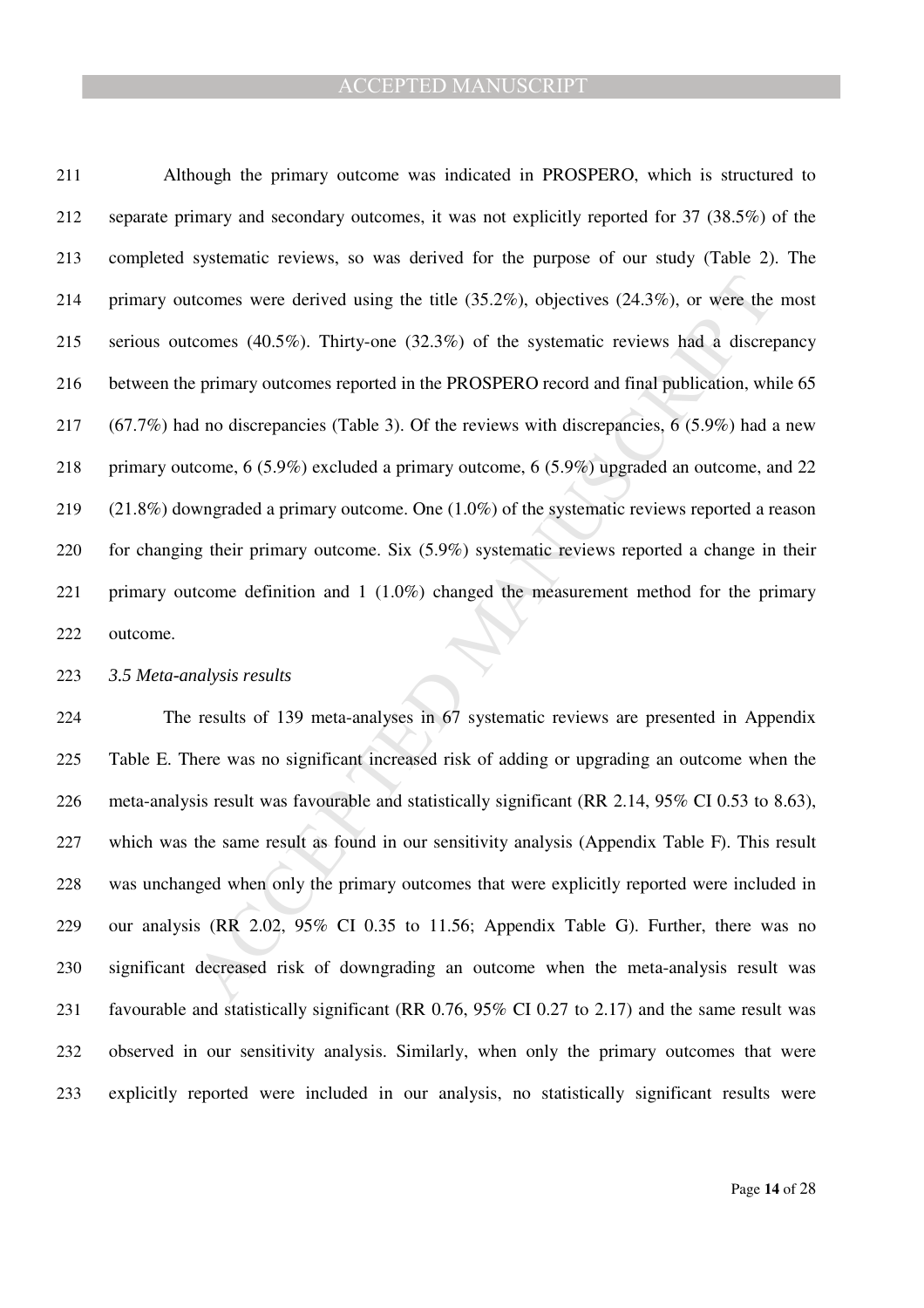Although the primary outcome was indicated in PROSPERO, which is structured to separate primary and secondary outcomes, it was not explicitly reported for 37 (38.5%) of the completed systematic reviews, so was derived for the purpose of our study (Table 2). The primary outcomes were derived using the title (35.2%), objectives (24.3%), or were the most serious outcomes (40.5%). Thirty-one (32.3%) of the systematic reviews had a discrepancy between the primary outcomes reported in the PROSPERO record and final publication, while 65 (67.7%) had no discrepancies (Table 3). Of the reviews with discrepancies, 6 (5.9%) had a new primary outcome, 6 (5.9%) excluded a primary outcome, 6 (5.9%) upgraded an outcome, and 22 (21.8%) downgraded a primary outcome. One (1.0%) of the systematic reviews reported a reason for changing their primary outcome. Six (5.9%) systematic reviews reported a change in their primary outcome definition and 1 (1.0%) changed the measurement method for the primary outcome.

### *3.5 Meta-analysis results*

The results of 139 meta-analyses in 67 systematic reviews are presented in Appendix Table E. There was no significant increased risk of adding or upgrading an outcome when the meta-analysis result was favourable and statistically significant (RR 2.14, 95% CI 0.53 to 8.63), which was the same result as found in our sensitivity analysis (Appendix Table F). This result was unchanged when only the primary outcomes that were explicitly reported were included in our analysis (RR 2.02, 95% CI 0.35 to 11.56; Appendix Table G). Further, there was no significant decreased risk of downgrading an outcome when the meta-analysis result was favourable and statistically significant (RR 0.76, 95% CI 0.27 to 2.17) and the same result was observed in our sensitivity analysis. Similarly, when only the primary outcomes that were explicitly reported were included in our analysis, no statistically significant results were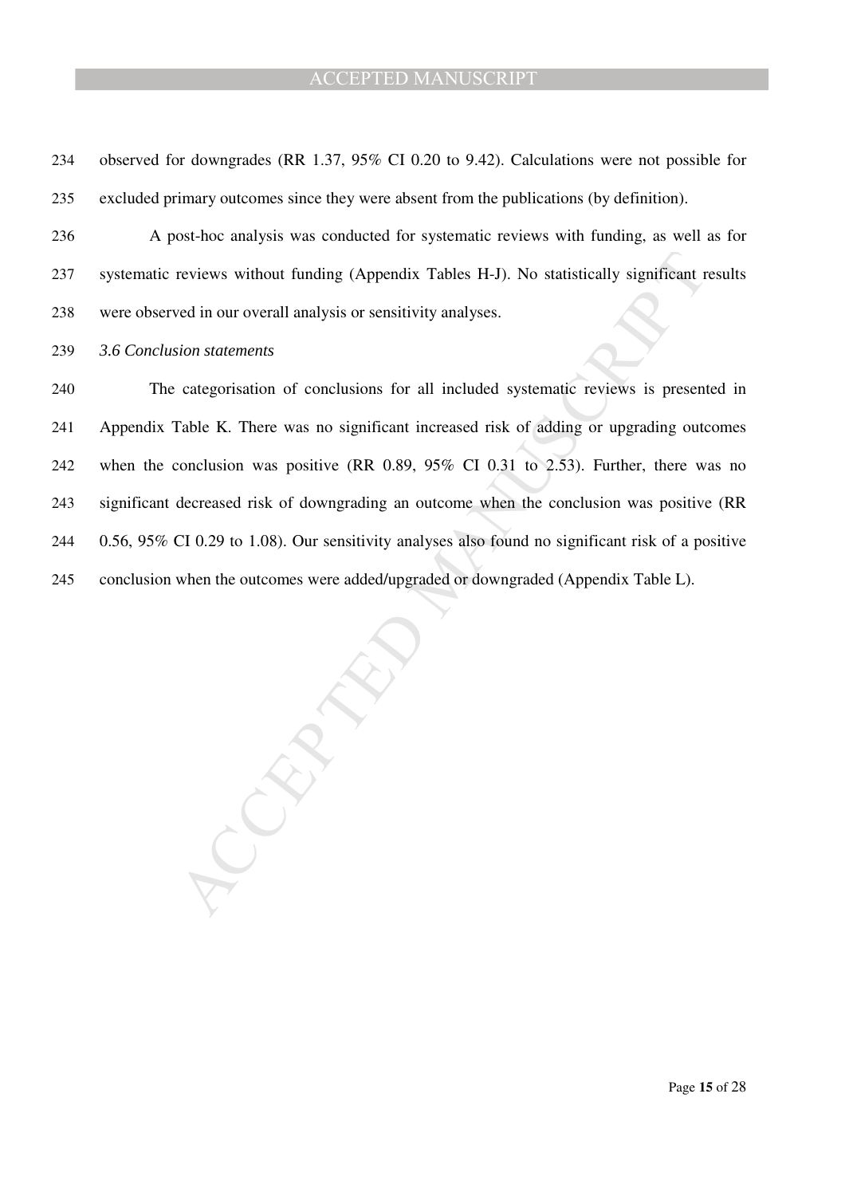observed for downgrades (RR 1.37, 95% CI 0.20 to 9.42). Calculations were not possible for excluded primary outcomes since they were absent from the publications (by definition).

A post-hoc analysis was conducted for systematic reviews with funding, as well as for systematic reviews without funding (Appendix Tables H-J). No statistically significant results were observed in our overall analysis or sensitivity analyses.

*3.6 Conclusion statements*

The categorisation of conclusions for all included systematic reviews is presented in Appendix Table K. There was no significant increased risk of adding or upgrading outcomes when the conclusion was positive (RR 0.89, 95% CI 0.31 to 2.53). Further, there was no significant decreased risk of downgrading an outcome when the conclusion was positive (RR 0.56, 95% CI 0.29 to 1.08). Our sensitivity analyses also found no significant risk of a positive conclusion when the outcomes were added/upgraded or downgraded (Appendix Table L).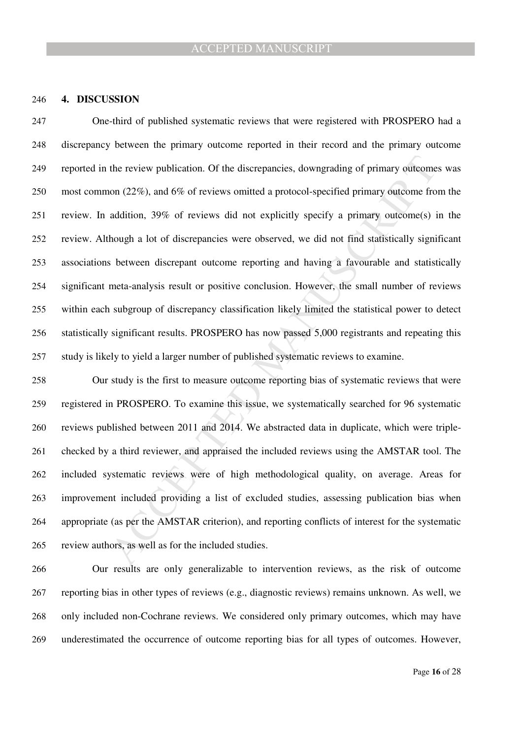## 4. DISCUSSION

One-third of published systematic reviews that were registered with PROSPERO had a discrepancy between the primary outcome reported in their record and the primary outcome reported in the review publication. Of the discrepancies, downgrading of primary outcomes was most common (22%), and 6% of reviews omitted a protocol-specified primary outcome from the review. In addition, 39% of reviews did not explicitly specify a primary outcome(s) in the review. Although a lot of discrepancies were observed, we did not find statistically significant associations between discrepant outcome reporting and having a favourable and statistically significant meta-analysis result or positive conclusion. However, the small number of reviews within each subgroup of discrepancy classification likely limited the statistical power to detect statistically significant results. PROSPERO has now passed 5,000 registrants and repeating this study is likely to yield a larger number of published systematic reviews to examine.

Our study is the first to measure outcome reporting bias of systematic reviews that were registered in PROSPERO. To examine this issue, we systematically searched for 96 systematic reviews published between 2011 and 2014. We abstracted data in duplicate, which were triple-checked by a third reviewer, and appraised the included reviews using the AMSTAR tool. The included systematic reviews were of high methodological quality, on average. Areas for improvement included providing a list of excluded studies, assessing publication bias when appropriate (as per the AMSTAR criterion), and reporting conflicts of interest for the systematic review authors, as well as for the included studies.

Our results are only generalizable to intervention reviews, as the risk of outcome reporting bias in other types of reviews (e.g., diagnostic reviews) remains unknown. As well, we only included non-Cochrane reviews. We considered only primary outcomes, which may have underestimated the occurrence of outcome reporting bias for all types of outcomes. However,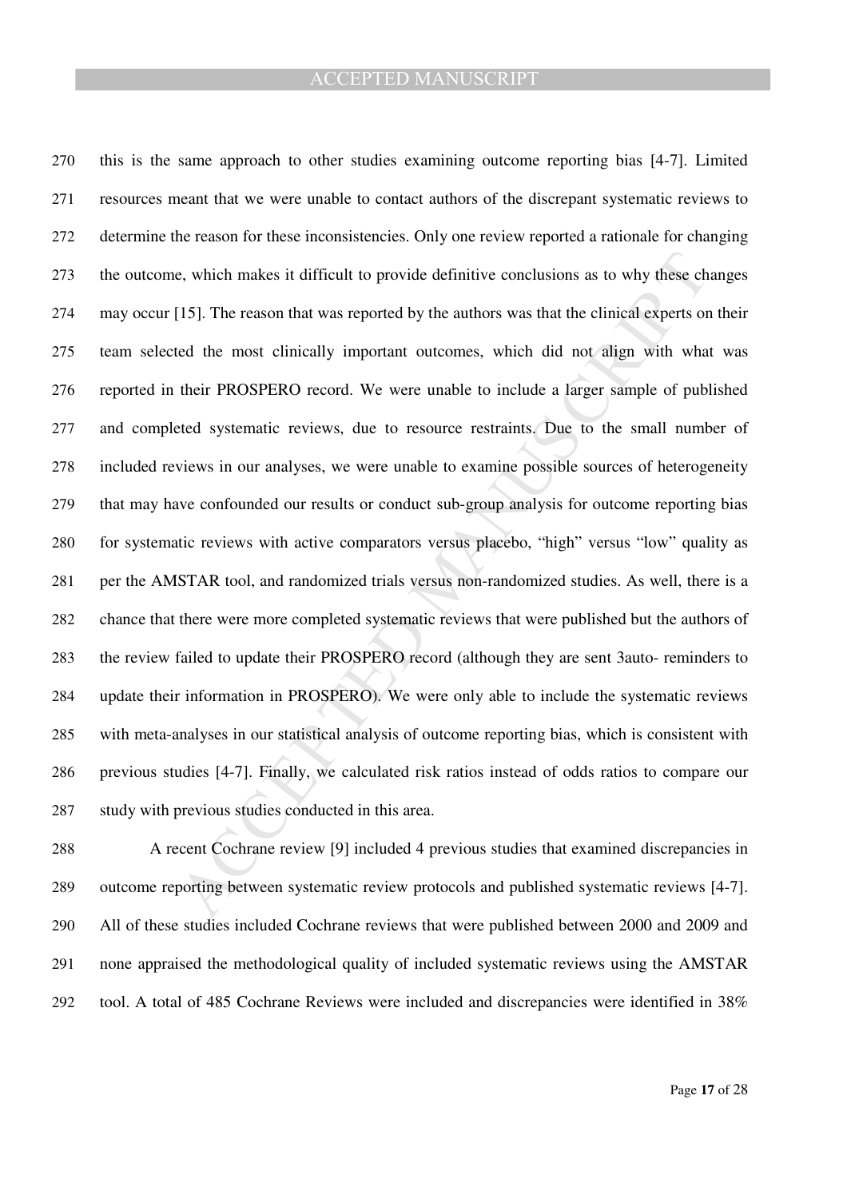this is the same approach to other studies examining outcome reporting bias [4-7]. Limited resources meant that we were unable to contact authors of the discrepant systematic reviews to determine the reason for these inconsistencies. Only one review reported a rationale for changing the outcome, which makes it difficult to provide definitive conclusions as to why these changes may occur [15]. The reason that was reported by the authors was that the clinical experts on their team selected the most clinically important outcomes, which did not align with what was reported in their PROSPERO record. We were unable to include a larger sample of published and completed systematic reviews, due to resource restraints. Due to the small number of included reviews in our analyses, we were unable to examine possible sources of heterogeneity that may have confounded our results or conduct sub-group analysis for outcome reporting bias for systematic reviews with active comparators versus placebo, "high" versus "low" quality as per the AMSTAR tool, and randomized trials versus non-randomized studies. As well, there is a chance that there were more completed systematic reviews that were published but the authors of the review failed to update their PROSPERO record (although they are sent 3auto- reminders to update their information in PROSPERO). We were only able to include the systematic reviews with meta-analyses in our statistical analysis of outcome reporting bias, which is consistent with previous studies [4-7]. Finally, we calculated risk ratios instead of odds ratios to compare our study with previous studies conducted in this area.

A recent Cochrane review [9] included 4 previous studies that examined discrepancies in outcome reporting between systematic review protocols and published systematic reviews [4-7]. All of these studies included Cochrane reviews that were published between 2000 and 2009 and none appraised the methodological quality of included systematic reviews using the AMSTAR tool. A total of 485 Cochrane Reviews were included and discrepancies were identified in 38%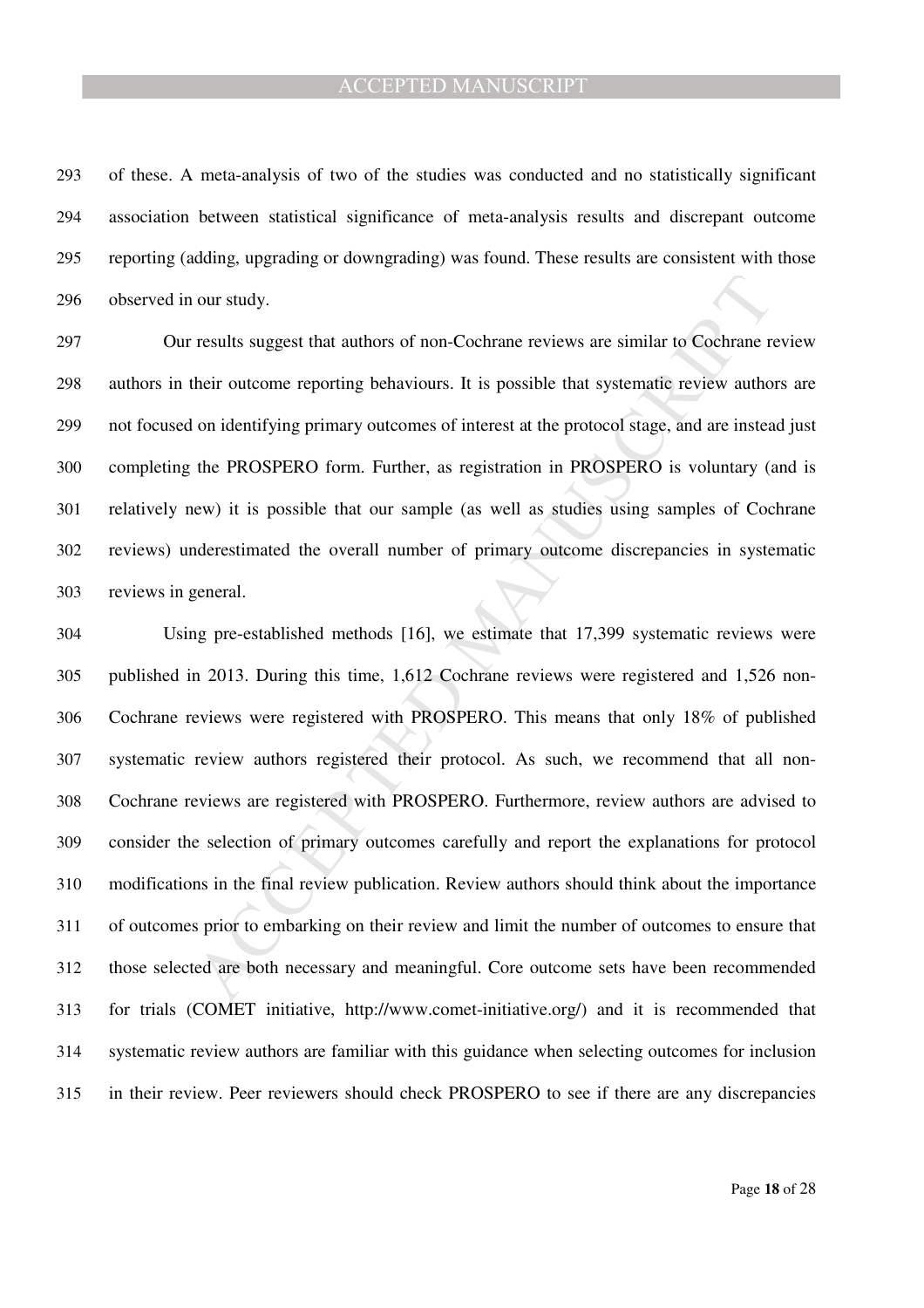of these. A meta-analysis of two of the studies was conducted and no statistically significant association between statistical significance of meta-analysis results and discrepant outcome reporting (adding, upgrading or downgrading) was found. These results are consistent with those observed in our study.

Our results suggest that authors of non-Cochrane reviews are similar to Cochrane review authors in their outcome reporting behaviours. It is possible that systematic review authors are not focused on identifying primary outcomes of interest at the protocol stage, and are instead just completing the PROSPERO form. Further, as registration in PROSPERO is voluntary (and is relatively new) it is possible that our sample (as well as studies using samples of Cochrane reviews) underestimated the overall number of primary outcome discrepancies in systematic reviews in general.

Using pre-established methods [16], we estimate that 17,399 systematic reviews were published in 2013. During this time, 1,612 Cochrane reviews were registered and 1,526 non-Cochrane reviews were registered with PROSPERO. This means that only 18% of published systematic review authors registered their protocol. As such, we recommend that all non-Cochrane reviews are registered with PROSPERO. Furthermore, review authors are advised to consider the selection of primary outcomes carefully and report the explanations for protocol modifications in the final review publication. Review authors should think about the importance of outcomes prior to embarking on their review and limit the number of outcomes to ensure that those selected are both necessary and meaningful. Core outcome sets have been recommended for trials (COMET initiative, http://www.comet-initiative.org/) and it is recommended that systematic review authors are familiar with this guidance when selecting outcomes for inclusion in their review. Peer reviewers should check PROSPERO to see if there are any discrepancies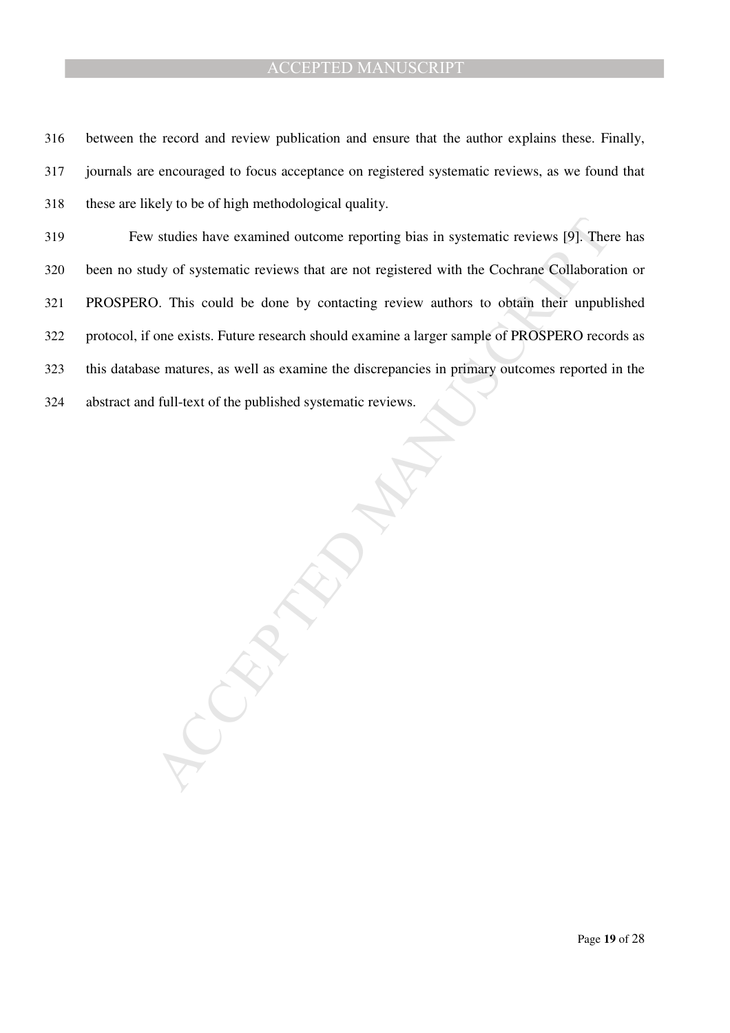between the record and review publication and ensure that the author explains these. Finally, journals are encouraged to focus acceptance on registered systematic reviews, as we found that these are likely to be of high methodological quality.

Few studies have examined outcome reporting bias in systematic reviews [9]. There has been no study of systematic reviews that are not registered with the Cochrane Collaboration or PROSPERO. This could be done by contacting review authors to obtain their unpublished protocol, if one exists. Future research should examine a larger sample of PROSPERO records as this database matures, as well as examine the discrepancies in primary outcomes reported in the abstract and full-text of the published systematic reviews.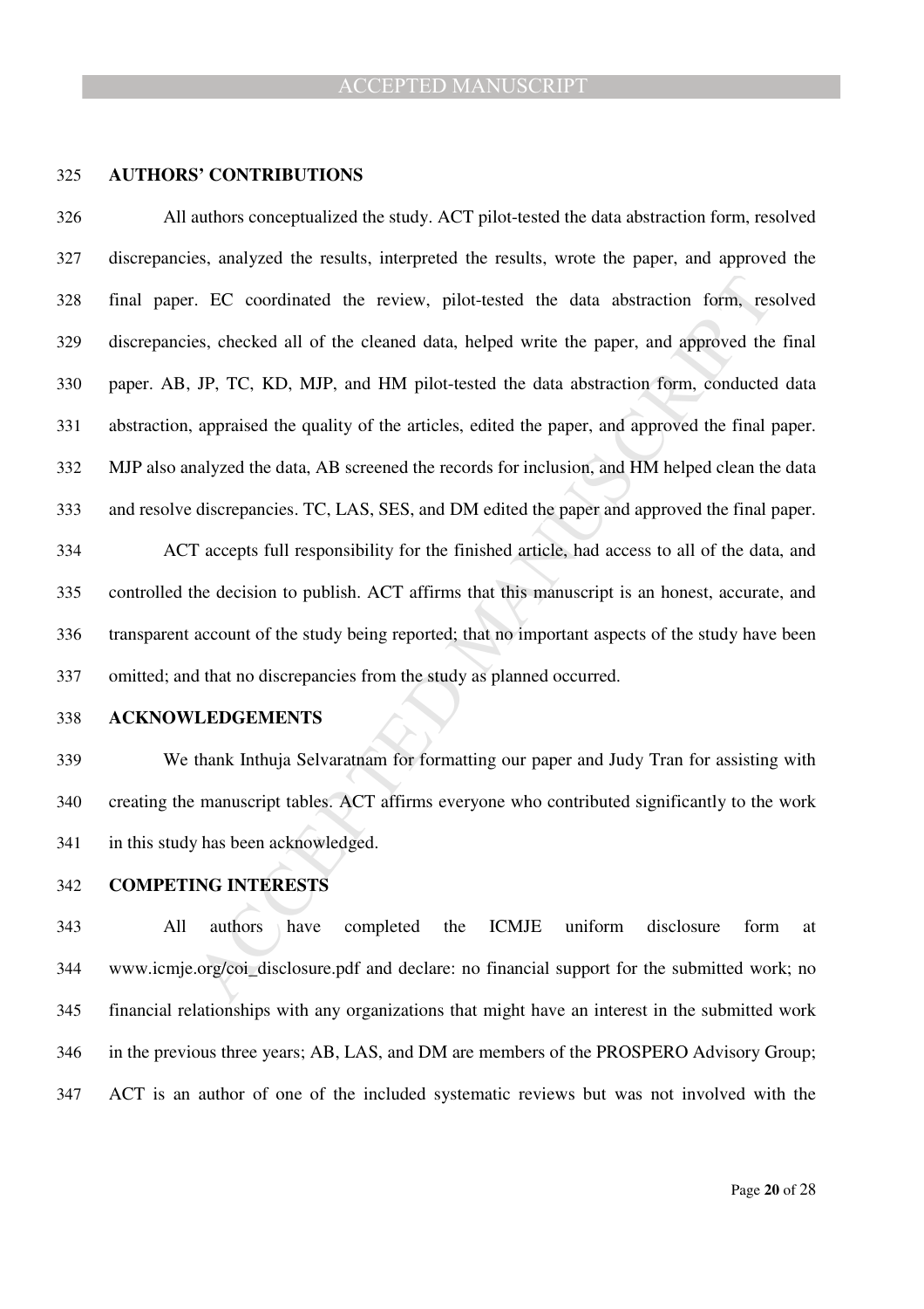## AUTHORS' CONTRIBUTIONS

All authors conceptualized the study. ACT pilot-tested the data abstraction form, resolved discrepancies, analyzed the results, interpreted the results, wrote the paper, and approved the final paper. EC coordinated the review, pilot-tested the data abstraction form, resolved discrepancies, checked all of the cleaned data, helped write the paper, and approved the final paper. AB, JP, TC, KD, MJP, and HM pilot-tested the data abstraction form, conducted data abstraction, appraised the quality of the articles, edited the paper, and approved the final paper. MJP also analyzed the data, AB screened the records for inclusion, and HM helped clean the data and resolve discrepancies. TC, LAS, SES, and DM edited the paper and approved the final paper.

ACT accepts full responsibility for the finished article, had access to all of the data, and controlled the decision to publish. ACT affirms that this manuscript is an honest, accurate, and transparent account of the study being reported; that no important aspects of the study have been omitted; and that no discrepancies from the study as planned occurred.

## ACKNOWLEDGEMENTS

We thank Inthuja Selvaratnam for formatting our paper and Judy Tran for assisting with creating the manuscript tables. ACT affirms everyone who contributed significantly to the work in this study has been acknowledged.

## COMPETING INTERESTS

All authors have completed the ICMJE uniform disclosure form at www.icmje.org/coi_disclosure.pdf and declare: no financial support for the submitted work; no financial relationships with any organizations that might have an interest in the submitted work in the previous three years; AB, LAS, and DM are members of the PROSPERO Advisory Group; ACT is an author of one of the included systematic reviews but was not involved with the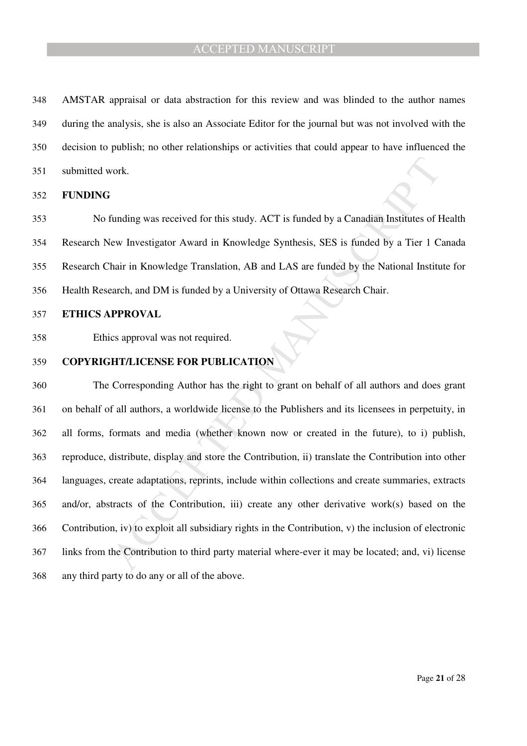AMSTAR appraisal or data abstraction for this review and was blinded to the author names during the analysis, she is also an Associate Editor for the journal but was not involved with the decision to publish; no other relationships or activities that could appear to have influenced the submitted work.

## FUNDING

No funding was received for this study. ACT is funded by a Canadian Institutes of Health Research New Investigator Award in Knowledge Synthesis, SES is funded by a Tier 1 Canada Research Chair in Knowledge Translation, AB and LAS are funded by the National Institute for Health Research, and DM is funded by a University of Ottawa Research Chair.

## ETHICS APPROVAL

Ethics approval was not required.

## COPYRIGHT/LICENSE FOR PUBLICATION

The Corresponding Author has the right to grant on behalf of all authors and does grant on behalf of all authors, a worldwide license to the Publishers and its licensees in perpetuity, in all forms, formats and media (whether known now or created in the future), to i) publish, reproduce, distribute, display and store the Contribution, ii) translate the Contribution into other languages, create adaptations, reprints, include within collections and create summaries, extracts and/or, abstracts of the Contribution, iii) create any other derivative work(s) based on the Contribution, iv) to exploit all subsidiary rights in the Contribution, v) the inclusion of electronic links from the Contribution to third party material where-ever it may be located; and, vi) license any third party to do any or all of the above.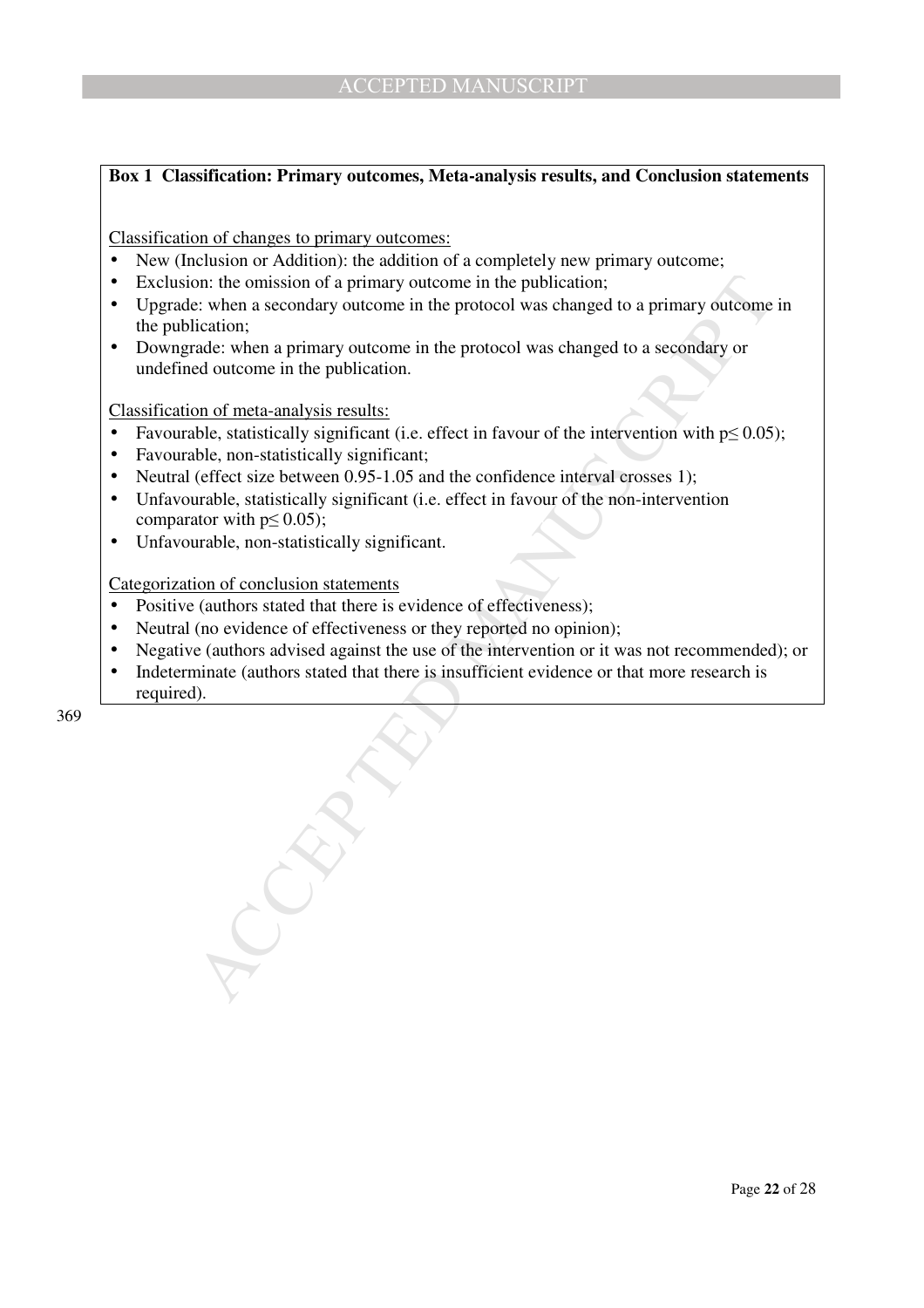**Box 1 Classification: Primary outcomes, Meta-analysis results, and Conclusion statements**

Classification of changes to primary outcomes:

- New (Inclusion or Addition): the addition of a completely new primary outcome;
- Exclusion: the omission of a primary outcome in the publication;
- Upgrade: when a secondary outcome in the protocol was changed to a primary outcome in the publication;
- Downgrade: when a primary outcome in the protocol was changed to a secondary or undefined outcome in the publication.

Classification of meta-analysis results:

- Favourable, statistically significant (i.e. effect in favour of the intervention with $p \leq 0.05$);
- Favourable, non-statistically significant;
- Neutral (effect size between 0.95-1.05 and the confidence interval crosses 1);
- Unfavourable, statistically significant (i.e. effect in favour of the non-intervention comparator with $p \leq 0.05$);
- Unfavourable, non-statistically significant.

Categorization of conclusion statements

- Positive (authors stated that there is evidence of effectiveness);
- Neutral (no evidence of effectiveness or they reported no opinion);
- Negative (authors advised against the use of the intervention or it was not recommended); or
- Indeterminate (authors stated that there is insufficient evidence or that more research is required).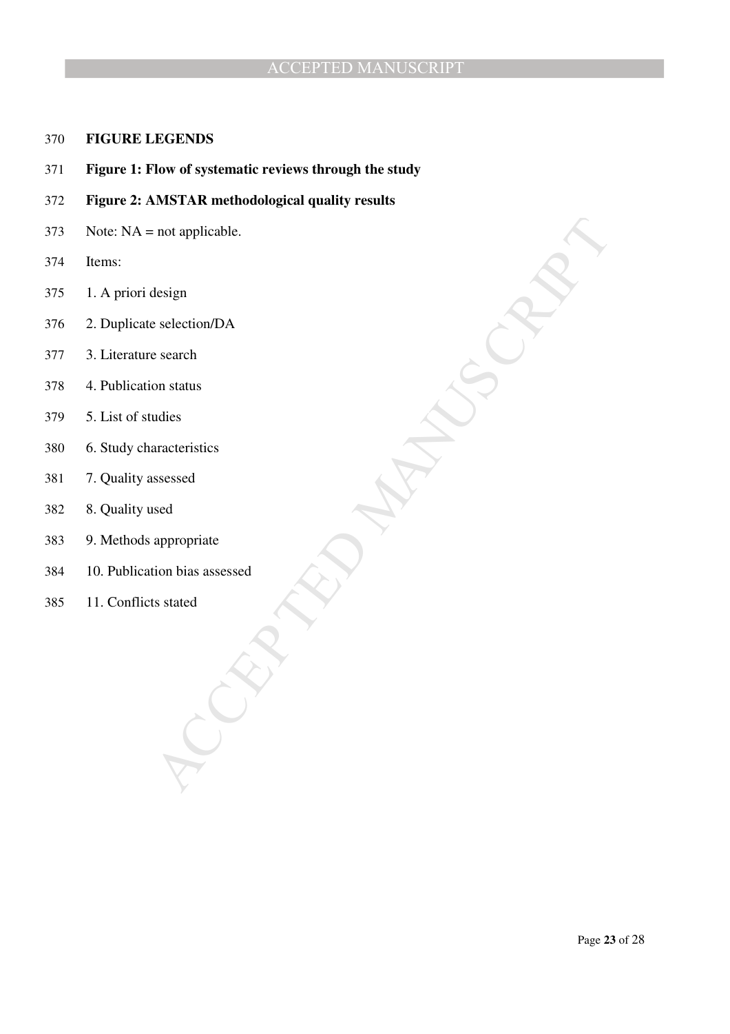**FIGURE LEGENDS**

**Figure 1: Flow of systematic reviews through the study**

**Figure 2: AMSTAR methodological quality results**

Note: NA = not applicable.

Items:

1. A priori design
2. Duplicate selection/DA
3. Literature search
4. Publication status
5. List of studies
6. Study characteristics
7. Quality assessed
8. Quality used
9. Methods appropriate
10. Publication bias assessed
11. Conflicts stated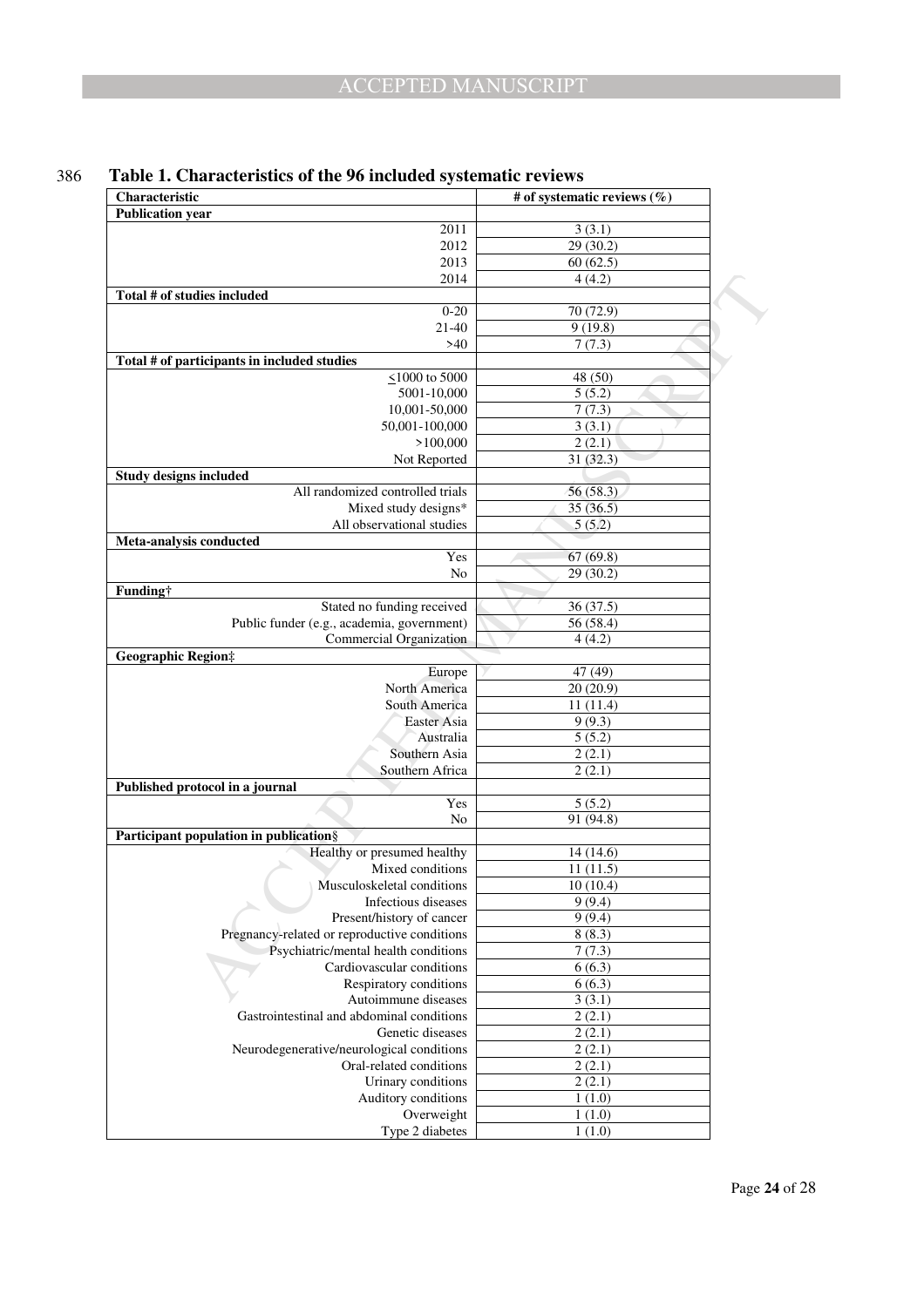**Table 1. Characteristics of the 96 included systematic reviews**

| Characteristic | # of systematic reviews (%) |
|---|---|
| **Publication year** | |
| 2011 | 3 (3.1) |
| 2012 | 29 (30.2) |
| 2013 | 60 (62.5) |
| 2014 | 4 (4.2) |
| **Total # of studies included** | |
| 0-20 | 70 (72.9) |
| 21-40 | 9 (19.8) |
| >40 | 7 (7.3) |
| **Total # of participants in included studies** | |
| ≤1000 to 5000 | 48 (50) |
| 5001-10,000 | 5 (5.2) |
| 10,001-50,000 | 7 (7.3) |
| 50,001-100,000 | 3 (3.1) |
| >100,000 | 2 (2.1) |
| Not Reported | 31 (32.3) |
| **Study designs included** | |
| All randomized controlled trials | 56 (58.3) |
| Mixed study designs* | 35 (36.5) |
| All observational studies | 5 (5.2) |
| **Meta-analysis conducted** | |
| Yes | 67 (69.8) |
| No | 29 (30.2) |
| **Funding†** | |
| Stated no funding received | 36 (37.5) |
| Public funder (e.g., academia, government) | 56 (58.4) |
| Commercial Organization | 4 (4.2) |
| **Geographic Region‡** | |
| Europe | 47 (49) |
| North America | 20 (20.9) |
| South America | 11 (11.4) |
| Easter Asia | 9 (9.3) |
| Australia | 5 (5.2) |
| Southern Asia | 2 (2.1) |
| Southern Africa | 2 (2.1) |
| **Published protocol in a journal** | |
| Yes | 5 (5.2) |
| No | 91 (94.8) |
| **Participant population in publication§** | |
| Healthy or presumed healthy | 14 (14.6) |
| Mixed conditions | 11 (11.5) |
| Musculoskeletal conditions | 10 (10.4) |
| Infectious diseases | 9 (9.4) |
| Present/history of cancer | 9 (9.4) |
| Pregnancy-related or reproductive conditions | 8 (8.3) |
| Psychiatric/mental health conditions | 7 (7.3) |
| Cardiovascular conditions | 6 (6.3) |
| Respiratory conditions | 6 (6.3) |
| Autoimmune diseases | 3 (3.1) |
| Gastrointestinal and abdominal conditions | 2 (2.1) |
| Genetic diseases | 2 (2.1) |
| Neurodegenerative/neurological conditions | 2 (2.1) |
| Oral-related conditions | 2 (2.1) |
| Urinary conditions | 2 (2.1) |
| Auditory conditions | 1 (1.0) |
| Overweight | 1 (1.0) |
| Type 2 diabetes | 1 (1.0) |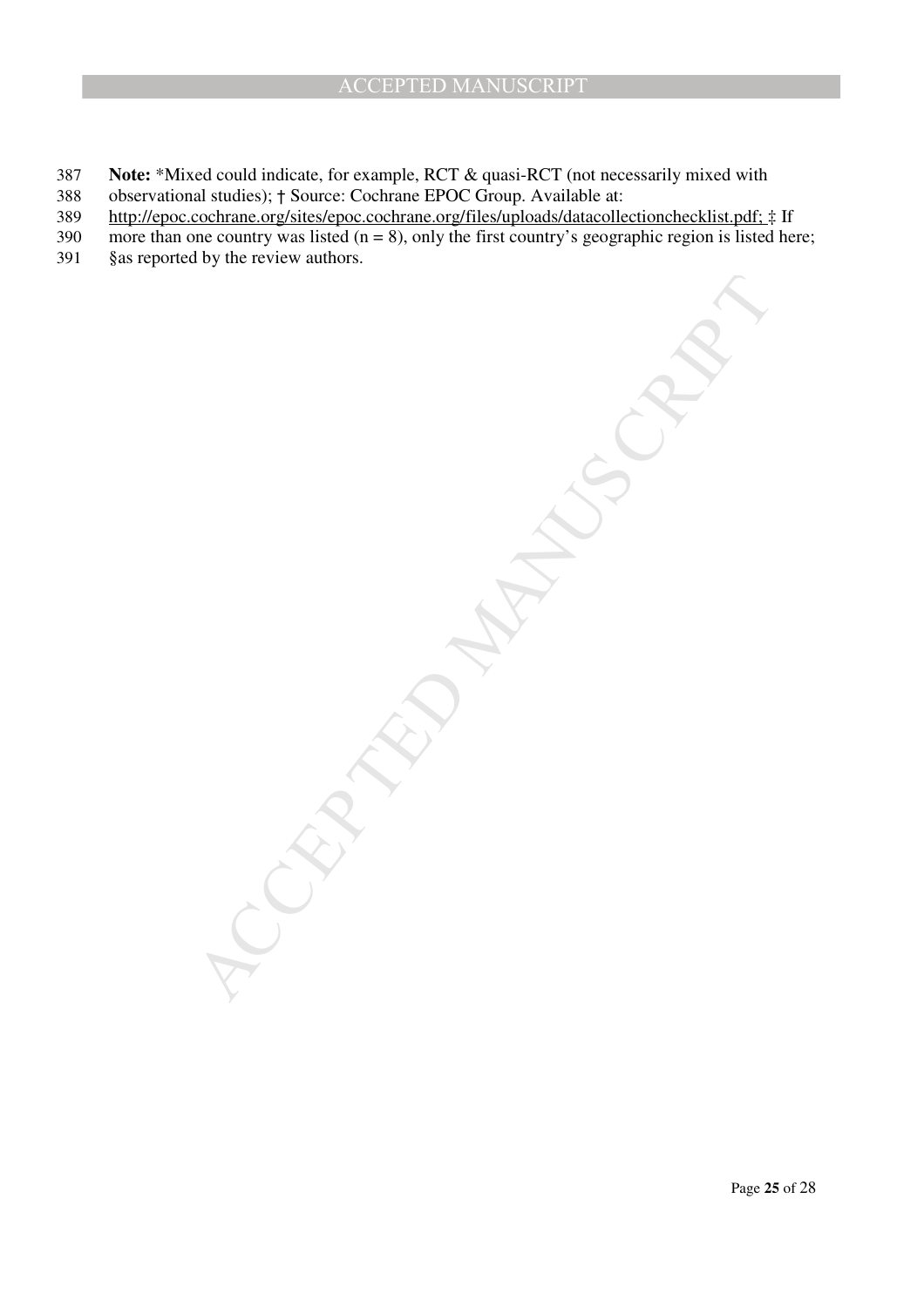**Note:** *Mixed could indicate, for example, RCT & quasi-RCT (not necessarily mixed with observational studies); † Source: Cochrane EPOC Group. Available at: http://epoc.cochrane.org/sites/epoc.cochrane.org/files/uploads/datacollectionchecklist.pdf; ‡ If more than one country was listed (n = 8), only the first country's geographic region is listed here; §as reported by the review authors.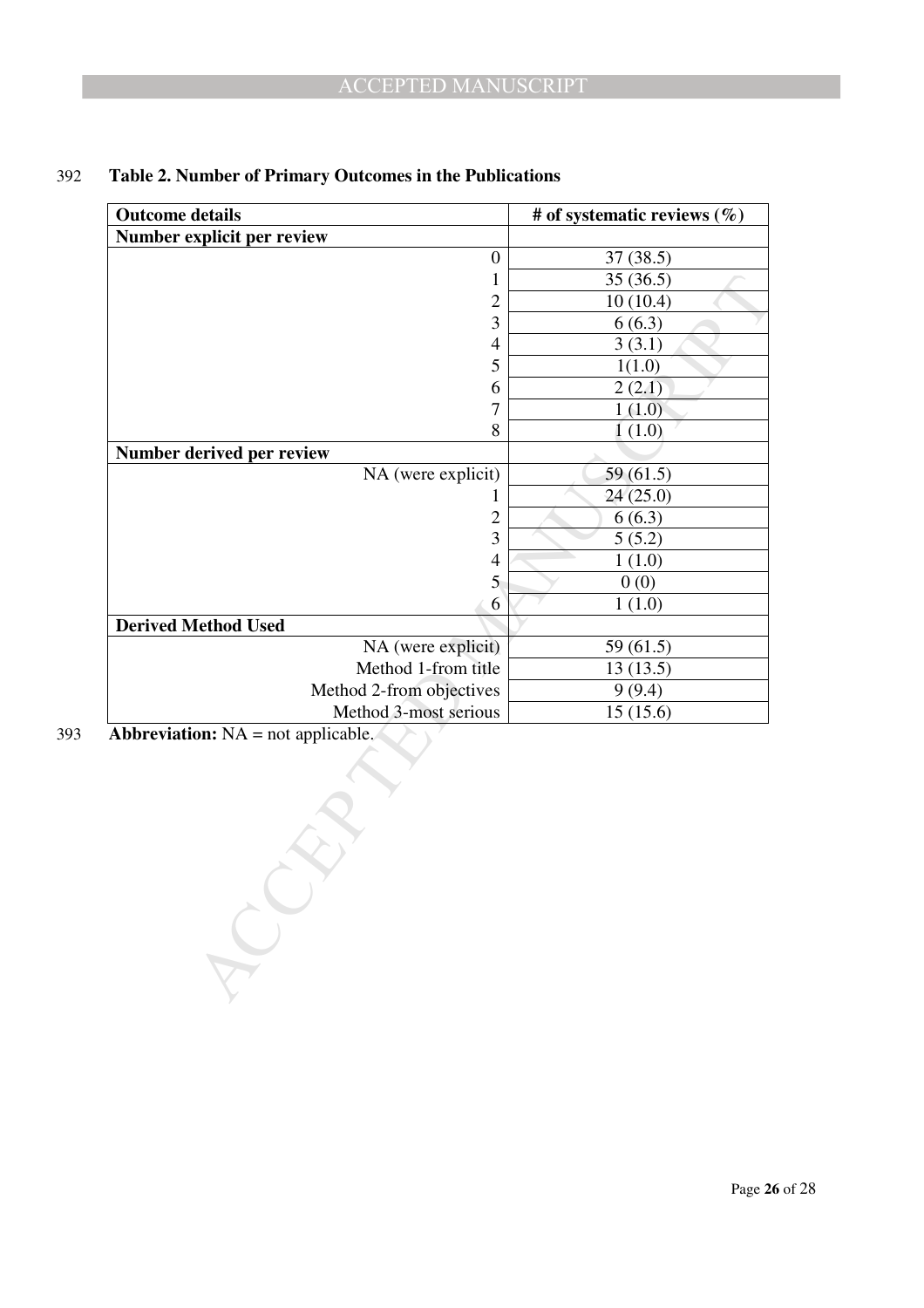**Table 2. Number of Primary Outcomes in the Publications**

| Outcome details | # of systematic reviews (%) |
|---|---|
| **Number explicit per review** | |
| 0 | 37 (38.5) |
| 1 | 35 (36.5) |
| 2 | 10 (10.4) |
| 3 | 6 (6.3) |
| 4 | 3 (3.1) |
| 5 | 1(1.0) |
| 6 | 2 (2.1) |
| 7 | 1 (1.0) |
| 8 | 1 (1.0) |
| **Number derived per review** | |
| NA (were explicit) | 59 (61.5) |
| 1 | 24 (25.0) |
| 2 | 6 (6.3) |
| 3 | 5 (5.2) |
| 4 | 1 (1.0) |
| 5 | 0 (0) |
| 6 | 1 (1.0) |
| **Derived Method Used** | |
| NA (were explicit) | 59 (61.5) |
| Method 1-from title | 13 (13.5) |
| Method 2-from objectives | 9 (9.4) |
| Method 3-most serious | 15 (15.6) |

**Abbreviation:** NA = not applicable.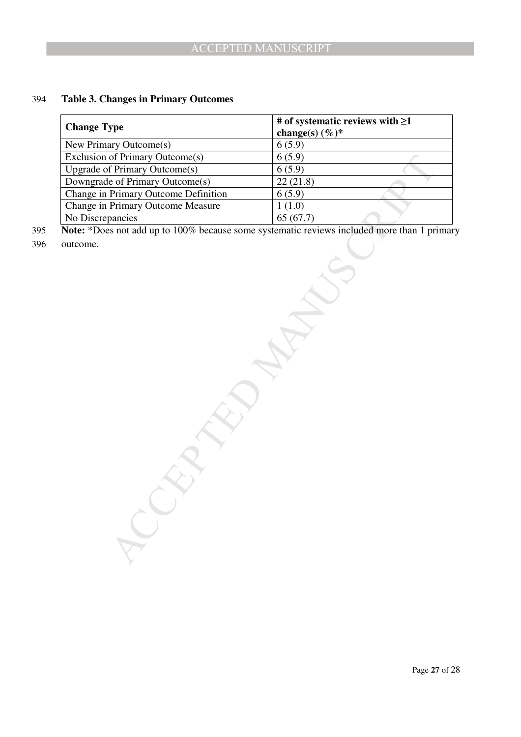**Table 3. Changes in Primary Outcomes**

| Change Type | # of systematic reviews with ≥1 change(s) (%)* |
|---|---|
| New Primary Outcome(s) | 6 (5.9) |
| Exclusion of Primary Outcome(s) | 6 (5.9) |
| Upgrade of Primary Outcome(s) | 6 (5.9) |
| Downgrade of Primary Outcome(s) | 22 (21.8) |
| Change in Primary Outcome Definition | 6 (5.9) |
| Change in Primary Outcome Measure | 1 (1.0) |
| No Discrepancies | 65 (67.7) |

**Note:** *Does not add up to 100% because some systematic reviews included more than 1 primary outcome.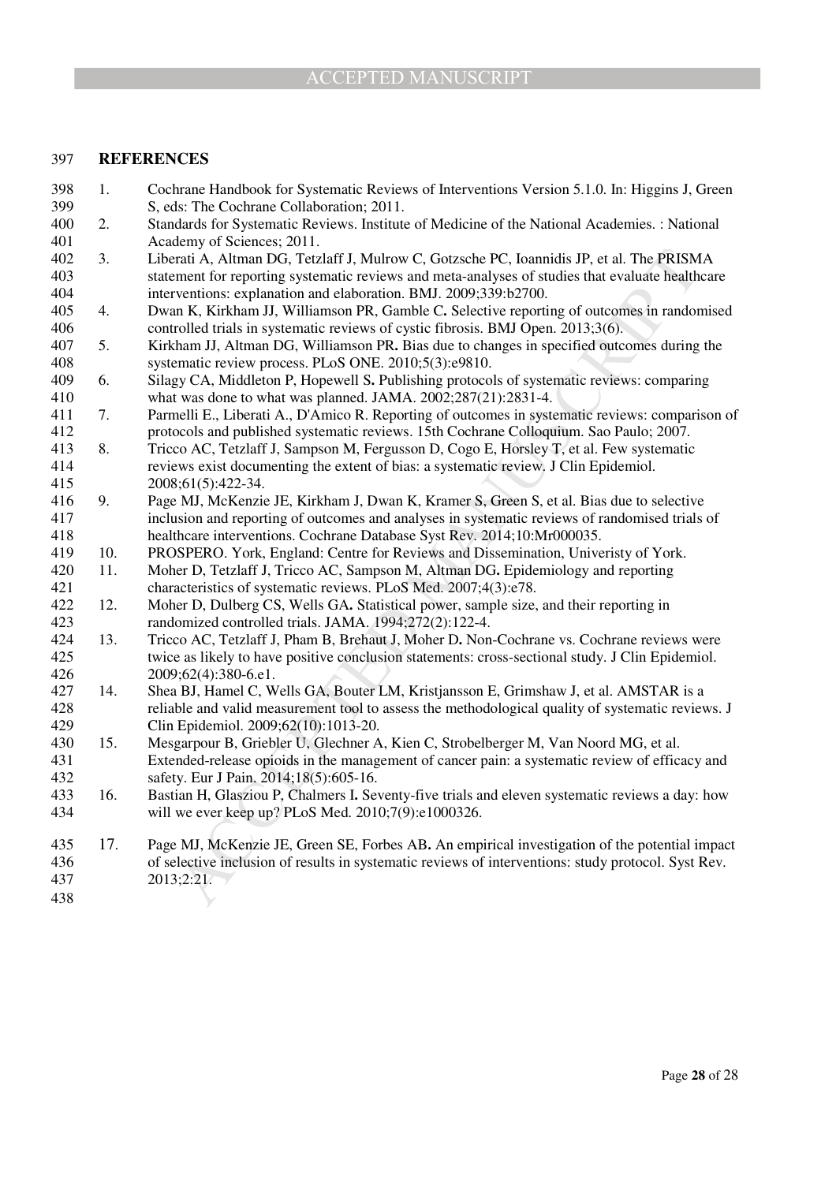## REFERENCES

1. Cochrane Handbook for Systematic Reviews of Interventions Version 5.1.0. In: Higgins J, Green S, eds: The Cochrane Collaboration; 2011.
2. Standards for Systematic Reviews. Institute of Medicine of the National Academies. : National Academy of Sciences; 2011.
3. Liberati A, Altman DG, Tetzlaff J, Mulrow C, Gotzsche PC, Ioannidis JP, et al. The PRISMA statement for reporting systematic reviews and meta-analyses of studies that evaluate healthcare interventions: explanation and elaboration. BMJ. 2009;339:b2700.
4. Dwan K, Kirkham JJ, Williamson PR, Gamble C**.** Selective reporting of outcomes in randomised controlled trials in systematic reviews of cystic fibrosis. BMJ Open. 2013;3(6).
5. Kirkham JJ, Altman DG, Williamson PR**.** Bias due to changes in specified outcomes during the systematic review process. PLoS ONE. 2010;5(3):e9810.
6. Silagy CA, Middleton P, Hopewell S**.** Publishing protocols of systematic reviews: comparing what was done to what was planned. JAMA. 2002;287(21):2831-4.
7. Parmelli E., Liberati A., D'Amico R. Reporting of outcomes in systematic reviews: comparison of protocols and published systematic reviews. 15th Cochrane Colloquium. Sao Paulo; 2007.
8. Tricco AC, Tetzlaff J, Sampson M, Fergusson D, Cogo E, Horsley T, et al. Few systematic reviews exist documenting the extent of bias: a systematic review. J Clin Epidemiol. 2008;61(5):422-34.
9. Page MJ, McKenzie JE, Kirkham J, Dwan K, Kramer S, Green S, et al. Bias due to selective inclusion and reporting of outcomes and analyses in systematic reviews of randomised trials of healthcare interventions. Cochrane Database Syst Rev. 2014;10:Mr000035.
10. PROSPERO. York, England: Centre for Reviews and Dissemination, Univeristy of York.
11. Moher D, Tetzlaff J, Tricco AC, Sampson M, Altman DG**.** Epidemiology and reporting characteristics of systematic reviews. PLoS Med. 2007;4(3):e78.
12. Moher D, Dulberg CS, Wells GA**.** Statistical power, sample size, and their reporting in randomized controlled trials. JAMA. 1994;272(2):122-4.
13. Tricco AC, Tetzlaff J, Pham B, Brehaut J, Moher D**.** Non-Cochrane vs. Cochrane reviews were twice as likely to have positive conclusion statements: cross-sectional study. J Clin Epidemiol. 2009;62(4):380-6.e1.
14. Shea BJ, Hamel C, Wells GA, Bouter LM, Kristjansson E, Grimshaw J, et al. AMSTAR is a reliable and valid measurement tool to assess the methodological quality of systematic reviews. J Clin Epidemiol. 2009;62(10):1013-20.
15. Mesgarpour B, Griebler U, Glechner A, Kien C, Strobelberger M, Van Noord MG, et al. Extended-release opioids in the management of cancer pain: a systematic review of efficacy and safety. Eur J Pain. 2014;18(5):605-16.
16. Bastian H, Glasziou P, Chalmers I**.** Seventy-five trials and eleven systematic reviews a day: how will we ever keep up? PLoS Med. 2010;7(9):e1000326.
17. Page MJ, McKenzie JE, Green SE, Forbes AB**.** An empirical investigation of the potential impact of selective inclusion of results in systematic reviews of interventions: study protocol. Syst Rev. 2013;2:21.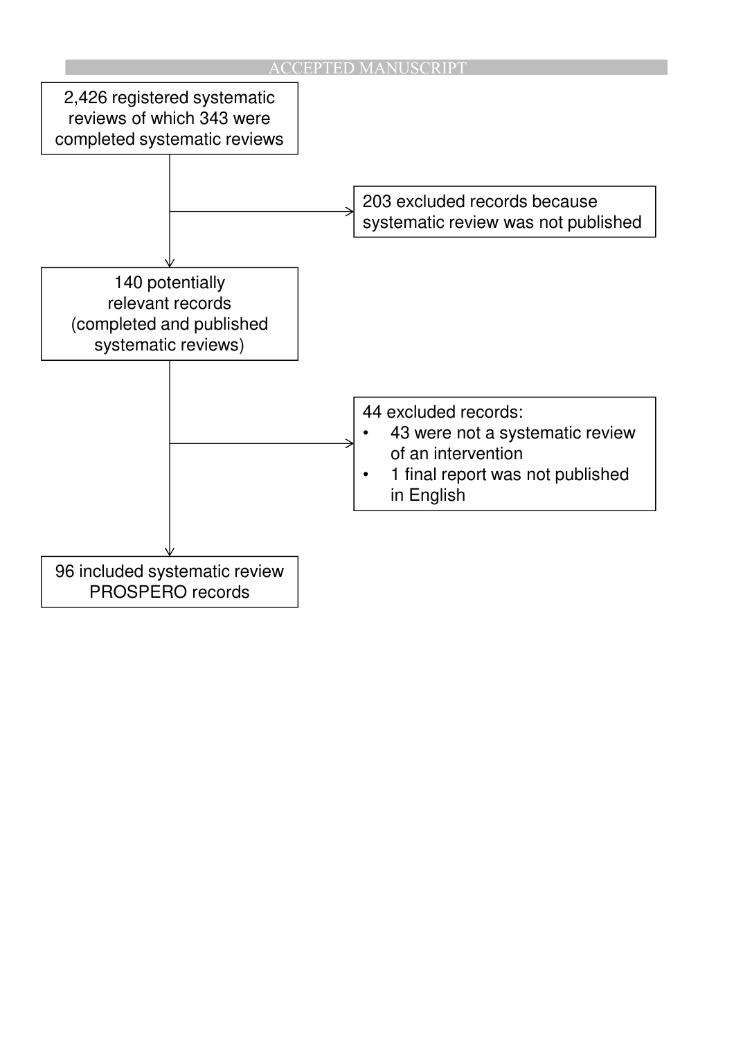2,426 registered systematic reviews of which 343 were completed systematic reviews

203 excluded records because systematic review was not published

140 potentially relevant records (completed and published systematic reviews)

44 excluded records:

- 43 were not a systematic review of an intervention
- 1 final report was not published in English

96 included systematic review PROSPERO records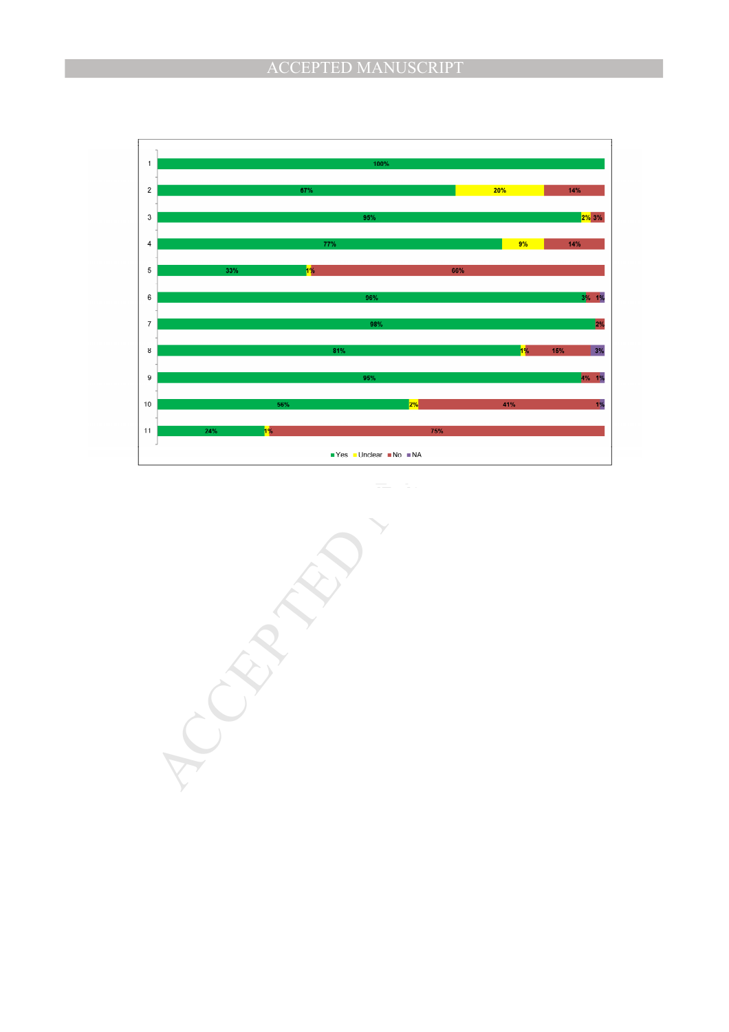1
100%

2
67%
20%
14%

3
95%
2%
3%

4
77%
9%
14%

5
33%
1%
66%

6
96%
3%
1%

7
98%
2%

8
81%
1%
15%
3%

9
95%
4%
1%

10
56%
2%
41%
1%

11
24%
1%
75%

Yes Unclear No NA